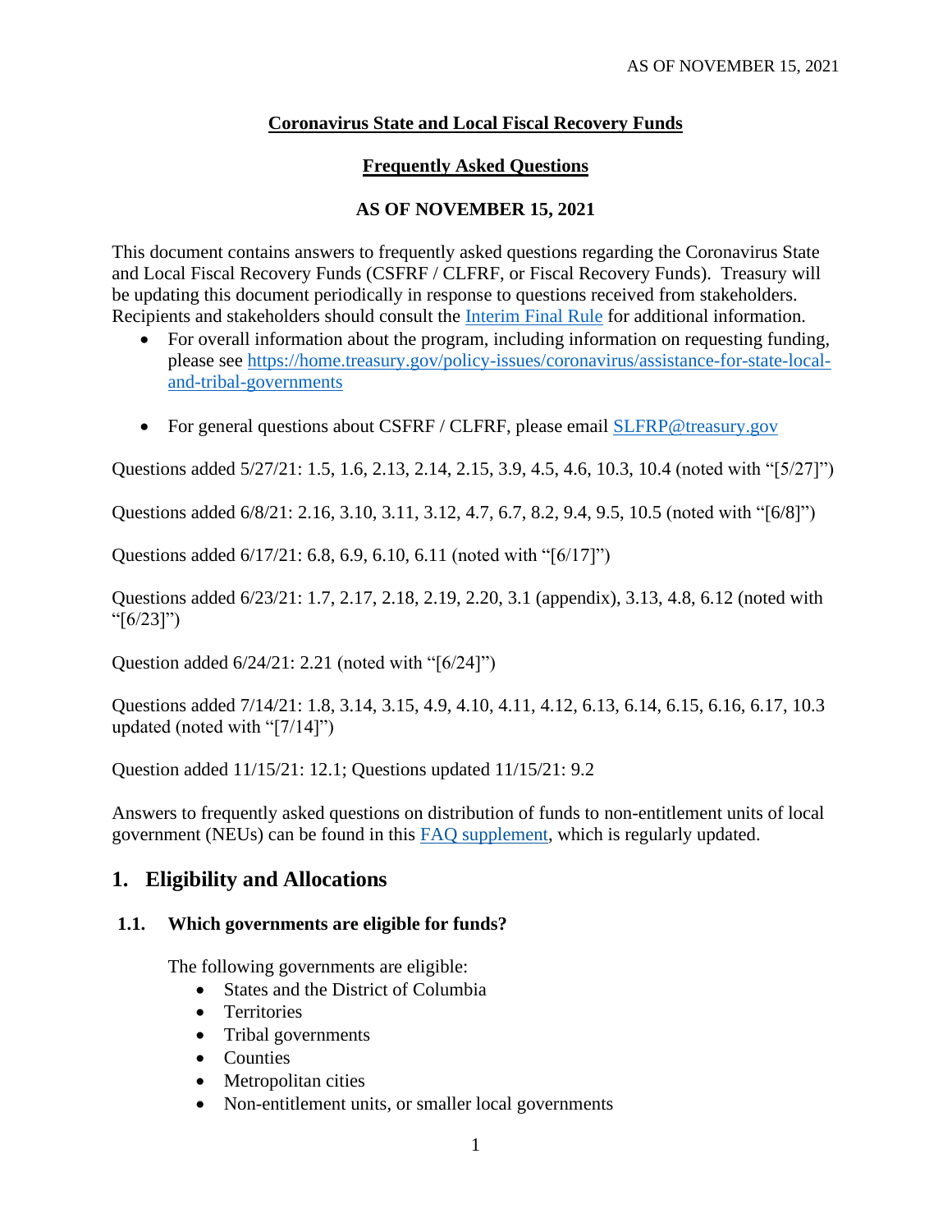**Coronavirus State and Local Fiscal Recovery Funds**

**Frequently Asked Questions**

**AS OF NOVEMBER 15, 2021**

This document contains answers to frequently asked questions regarding the Coronavirus State and Local Fiscal Recovery Funds (CSFRF / CLFRF, or Fiscal Recovery Funds). Treasury will be updating this document periodically in response to questions received from stakeholders. Recipients and stakeholders should consult the Interim Final Rule for additional information.

- For overall information about the program, including information on requesting funding, please see https://home.treasury.gov/policy-issues/coronavirus/assistance-for-state-local-and-tribal-governments
- For general questions about CSFRF / CLFRF, please email SLFRP@treasury.gov

Questions added 5/27/21: 1.5, 1.6, 2.13, 2.14, 2.15, 3.9, 4.5, 4.6, 10.3, 10.4 (noted with "[5/27]")

Questions added 6/8/21: 2.16, 3.10, 3.11, 3.12, 4.7, 6.7, 8.2, 9.4, 9.5, 10.5 (noted with "[6/8]")

Questions added 6/17/21: 6.8, 6.9, 6.10, 6.11 (noted with "[6/17]")

Questions added 6/23/21: 1.7, 2.17, 2.18, 2.19, 2.20, 3.1 (appendix), 3.13, 4.8, 6.12 (noted with "[6/23]")

Question added 6/24/21: 2.21 (noted with "[6/24]")

Questions added 7/14/21: 1.8, 3.14, 3.15, 4.9, 4.10, 4.11, 4.12, 6.13, 6.14, 6.15, 6.16, 6.17, 10.3 updated (noted with "[7/14]")

Question added 11/15/21: 12.1; Questions updated 11/15/21: 9.2

Answers to frequently asked questions on distribution of funds to non-entitlement units of local government (NEUs) can be found in this FAQ supplement, which is regularly updated.

## 1. Eligibility and Allocations

### 1.1. Which governments are eligible for funds?

The following governments are eligible:

- States and the District of Columbia
- Territories
- Tribal governments
- Counties
- Metropolitan cities
- Non-entitlement units, or smaller local governments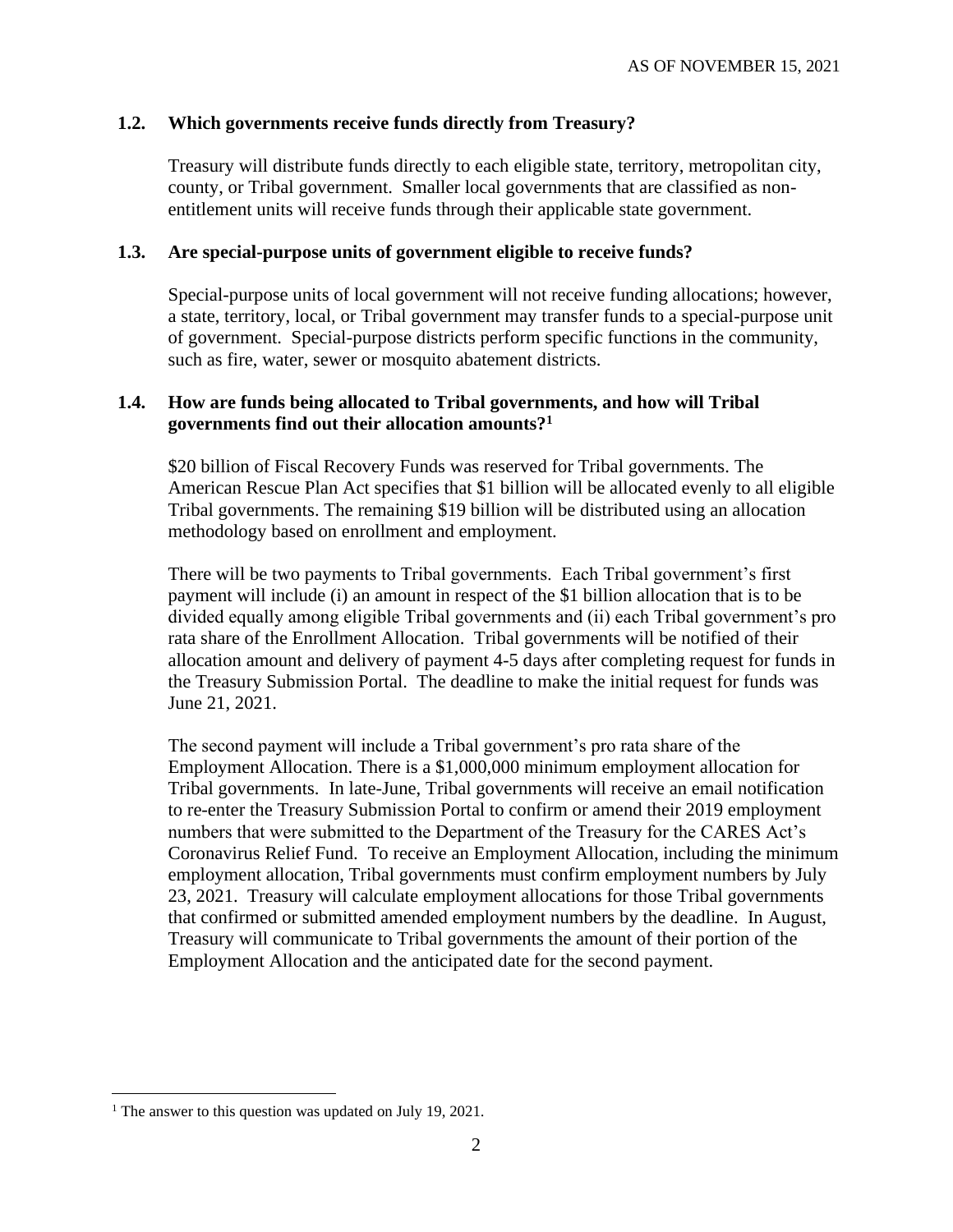### 1.2. Which governments receive funds directly from Treasury?

Treasury will distribute funds directly to each eligible state, territory, metropolitan city, county, or Tribal government. Smaller local governments that are classified as non-entitlement units will receive funds through their applicable state government.

### 1.3. Are special-purpose units of government eligible to receive funds?

Special-purpose units of local government will not receive funding allocations; however, a state, territory, local, or Tribal government may transfer funds to a special-purpose unit of government. Special-purpose districts perform specific functions in the community, such as fire, water, sewer or mosquito abatement districts.

### 1.4. How are funds being allocated to Tribal governments, and how will Tribal governments find out their allocation amounts?[1]

$20 billion of Fiscal Recovery Funds was reserved for Tribal governments. The American Rescue Plan Act specifies that $1 billion will be allocated evenly to all eligible Tribal governments. The remaining $19 billion will be distributed using an allocation methodology based on enrollment and employment.

There will be two payments to Tribal governments. Each Tribal government's first payment will include (i) an amount in respect of the $1 billion allocation that is to be divided equally among eligible Tribal governments and (ii) each Tribal government's pro rata share of the Enrollment Allocation. Tribal governments will be notified of their allocation amount and delivery of payment 4-5 days after completing request for funds in the Treasury Submission Portal. The deadline to make the initial request for funds was June 21, 2021.

The second payment will include a Tribal government's pro rata share of the Employment Allocation. There is a $1,000,000 minimum employment allocation for Tribal governments. In late-June, Tribal governments will receive an email notification to re-enter the Treasury Submission Portal to confirm or amend their 2019 employment numbers that were submitted to the Department of the Treasury for the CARES Act's Coronavirus Relief Fund. To receive an Employment Allocation, including the minimum employment allocation, Tribal governments must confirm employment numbers by July 23, 2021. Treasury will calculate employment allocations for those Tribal governments that confirmed or submitted amended employment numbers by the deadline. In August, Treasury will communicate to Tribal governments the amount of their portion of the Employment Allocation and the anticipated date for the second payment.

---

[1] The answer to this question was updated on July 19, 2021.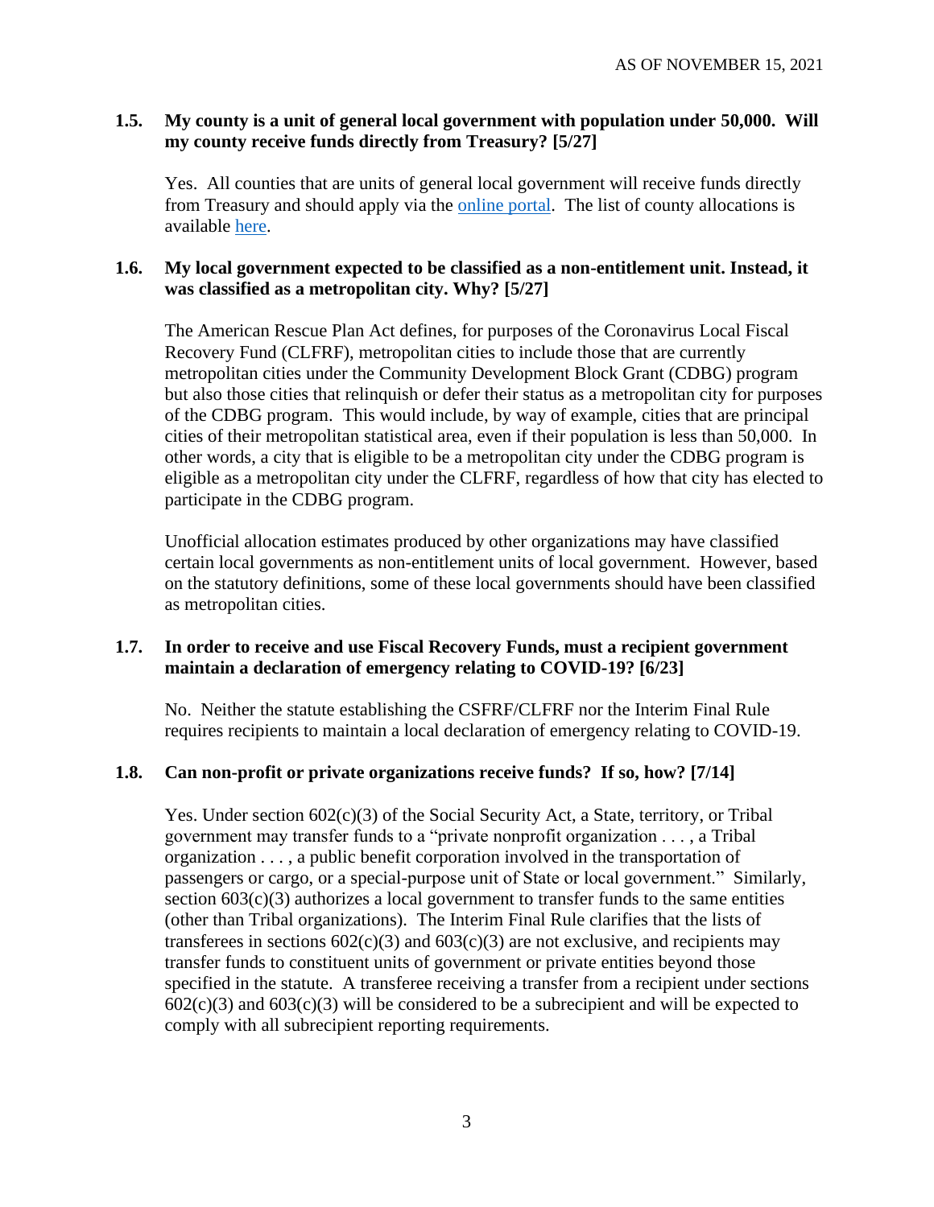**1.5. My county is a unit of general local government with population under 50,000. Will my county receive funds directly from Treasury? [5/27]**

Yes. All counties that are units of general local government will receive funds directly from Treasury and should apply via the online portal. The list of county allocations is available here.

**1.6. My local government expected to be classified as a non-entitlement unit. Instead, it was classified as a metropolitan city. Why? [5/27]**

The American Rescue Plan Act defines, for purposes of the Coronavirus Local Fiscal Recovery Fund (CLFRF), metropolitan cities to include those that are currently metropolitan cities under the Community Development Block Grant (CDBG) program but also those cities that relinquish or defer their status as a metropolitan city for purposes of the CDBG program. This would include, by way of example, cities that are principal cities of their metropolitan statistical area, even if their population is less than 50,000. In other words, a city that is eligible to be a metropolitan city under the CDBG program is eligible as a metropolitan city under the CLFRF, regardless of how that city has elected to participate in the CDBG program.

Unofficial allocation estimates produced by other organizations may have classified certain local governments as non-entitlement units of local government. However, based on the statutory definitions, some of these local governments should have been classified as metropolitan cities.

**1.7. In order to receive and use Fiscal Recovery Funds, must a recipient government maintain a declaration of emergency relating to COVID-19? [6/23]**

No. Neither the statute establishing the CSFRF/CLFRF nor the Interim Final Rule requires recipients to maintain a local declaration of emergency relating to COVID-19.

**1.8. Can non-profit or private organizations receive funds? If so, how? [7/14]**

Yes. Under section 602(c)(3) of the Social Security Act, a State, territory, or Tribal government may transfer funds to a "private nonprofit organization . . . , a Tribal organization . . . , a public benefit corporation involved in the transportation of passengers or cargo, or a special-purpose unit of State or local government." Similarly, section 603(c)(3) authorizes a local government to transfer funds to the same entities (other than Tribal organizations). The Interim Final Rule clarifies that the lists of transferees in sections 602(c)(3) and 603(c)(3) are not exclusive, and recipients may transfer funds to constituent units of government or private entities beyond those specified in the statute. A transferee receiving a transfer from a recipient under sections 602(c)(3) and 603(c)(3) will be considered to be a subrecipient and will be expected to comply with all subrecipient reporting requirements.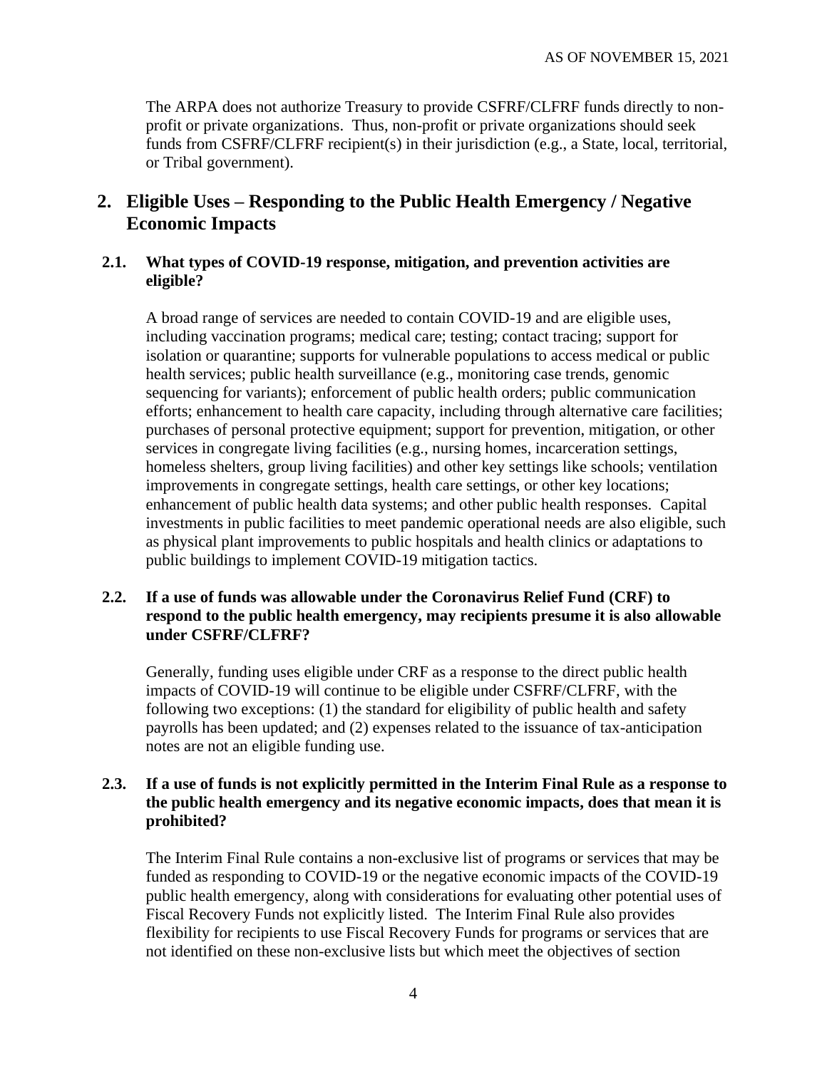The ARPA does not authorize Treasury to provide CSFRF/CLFRF funds directly to non-profit or private organizations. Thus, non-profit or private organizations should seek funds from CSFRF/CLFRF recipient(s) in their jurisdiction (e.g., a State, local, territorial, or Tribal government).

## 2. Eligible Uses – Responding to the Public Health Emergency / Negative Economic Impacts

### 2.1. What types of COVID-19 response, mitigation, and prevention activities are eligible?

A broad range of services are needed to contain COVID-19 and are eligible uses, including vaccination programs; medical care; testing; contact tracing; support for isolation or quarantine; supports for vulnerable populations to access medical or public health services; public health surveillance (e.g., monitoring case trends, genomic sequencing for variants); enforcement of public health orders; public communication efforts; enhancement to health care capacity, including through alternative care facilities; purchases of personal protective equipment; support for prevention, mitigation, or other services in congregate living facilities (e.g., nursing homes, incarceration settings, homeless shelters, group living facilities) and other key settings like schools; ventilation improvements in congregate settings, health care settings, or other key locations; enhancement of public health data systems; and other public health responses. Capital investments in public facilities to meet pandemic operational needs are also eligible, such as physical plant improvements to public hospitals and health clinics or adaptations to public buildings to implement COVID-19 mitigation tactics.

### 2.2. If a use of funds was allowable under the Coronavirus Relief Fund (CRF) to respond to the public health emergency, may recipients presume it is also allowable under CSFRF/CLFRF?

Generally, funding uses eligible under CRF as a response to the direct public health impacts of COVID-19 will continue to be eligible under CSFRF/CLFRF, with the following two exceptions: (1) the standard for eligibility of public health and safety payrolls has been updated; and (2) expenses related to the issuance of tax-anticipation notes are not an eligible funding use.

### 2.3. If a use of funds is not explicitly permitted in the Interim Final Rule as a response to the public health emergency and its negative economic impacts, does that mean it is prohibited?

The Interim Final Rule contains a non-exclusive list of programs or services that may be funded as responding to COVID-19 or the negative economic impacts of the COVID-19 public health emergency, along with considerations for evaluating other potential uses of Fiscal Recovery Funds not explicitly listed. The Interim Final Rule also provides flexibility for recipients to use Fiscal Recovery Funds for programs or services that are not identified on these non-exclusive lists but which meet the objectives of section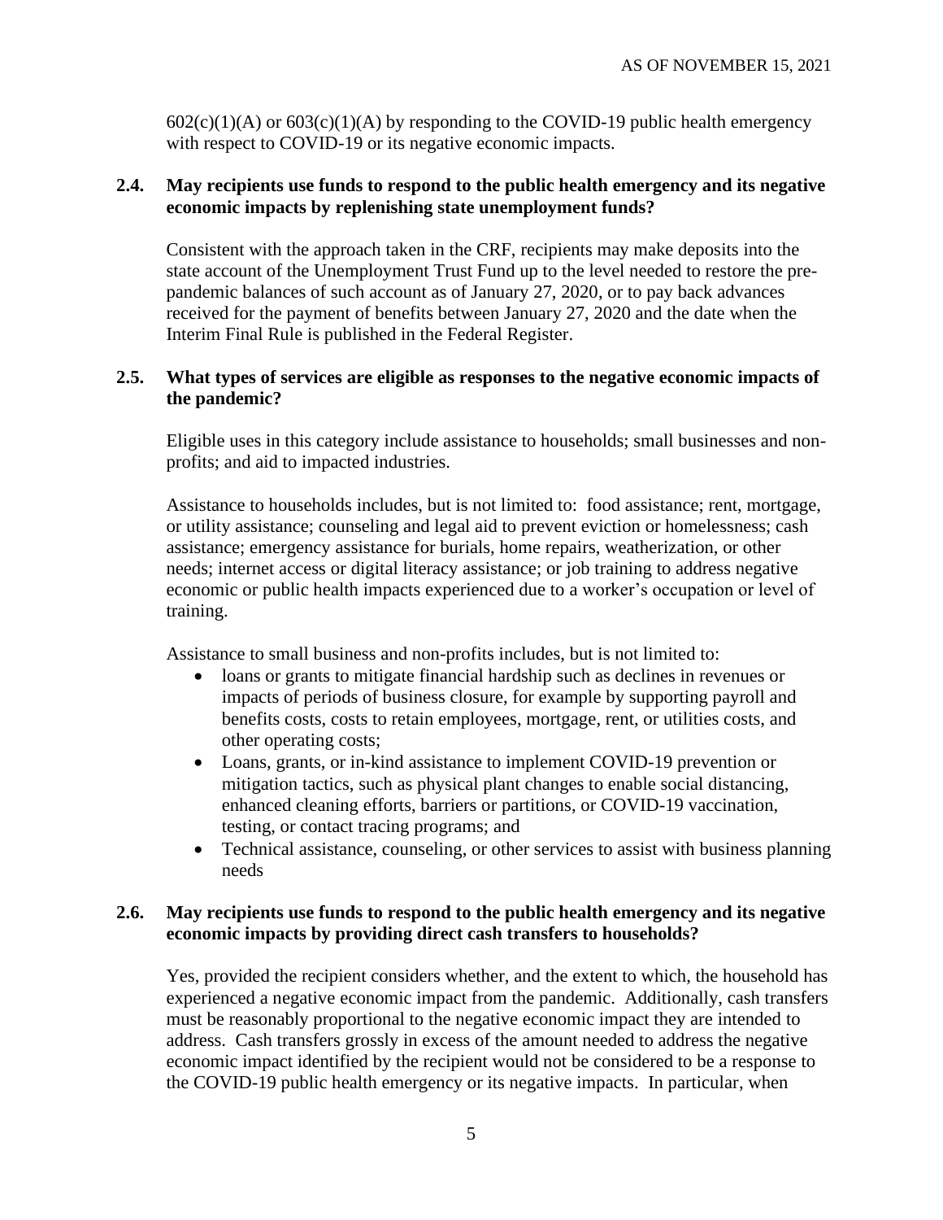602(c)(1)(A) or 603(c)(1)(A) by responding to the COVID-19 public health emergency with respect to COVID-19 or its negative economic impacts.

### 2.4. May recipients use funds to respond to the public health emergency and its negative economic impacts by replenishing state unemployment funds?

Consistent with the approach taken in the CRF, recipients may make deposits into the state account of the Unemployment Trust Fund up to the level needed to restore the pre-pandemic balances of such account as of January 27, 2020, or to pay back advances received for the payment of benefits between January 27, 2020 and the date when the Interim Final Rule is published in the Federal Register.

### 2.5. What types of services are eligible as responses to the negative economic impacts of the pandemic?

Eligible uses in this category include assistance to households; small businesses and non-profits; and aid to impacted industries.

Assistance to households includes, but is not limited to: food assistance; rent, mortgage, or utility assistance; counseling and legal aid to prevent eviction or homelessness; cash assistance; emergency assistance for burials, home repairs, weatherization, or other needs; internet access or digital literacy assistance; or job training to address negative economic or public health impacts experienced due to a worker's occupation or level of training.

Assistance to small business and non-profits includes, but is not limited to:

- loans or grants to mitigate financial hardship such as declines in revenues or impacts of periods of business closure, for example by supporting payroll and benefits costs, costs to retain employees, mortgage, rent, or utilities costs, and other operating costs;
- Loans, grants, or in-kind assistance to implement COVID-19 prevention or mitigation tactics, such as physical plant changes to enable social distancing, enhanced cleaning efforts, barriers or partitions, or COVID-19 vaccination, testing, or contact tracing programs; and
- Technical assistance, counseling, or other services to assist with business planning needs

### 2.6. May recipients use funds to respond to the public health emergency and its negative economic impacts by providing direct cash transfers to households?

Yes, provided the recipient considers whether, and the extent to which, the household has experienced a negative economic impact from the pandemic. Additionally, cash transfers must be reasonably proportional to the negative economic impact they are intended to address. Cash transfers grossly in excess of the amount needed to address the negative economic impact identified by the recipient would not be considered to be a response to the COVID-19 public health emergency or its negative impacts. In particular, when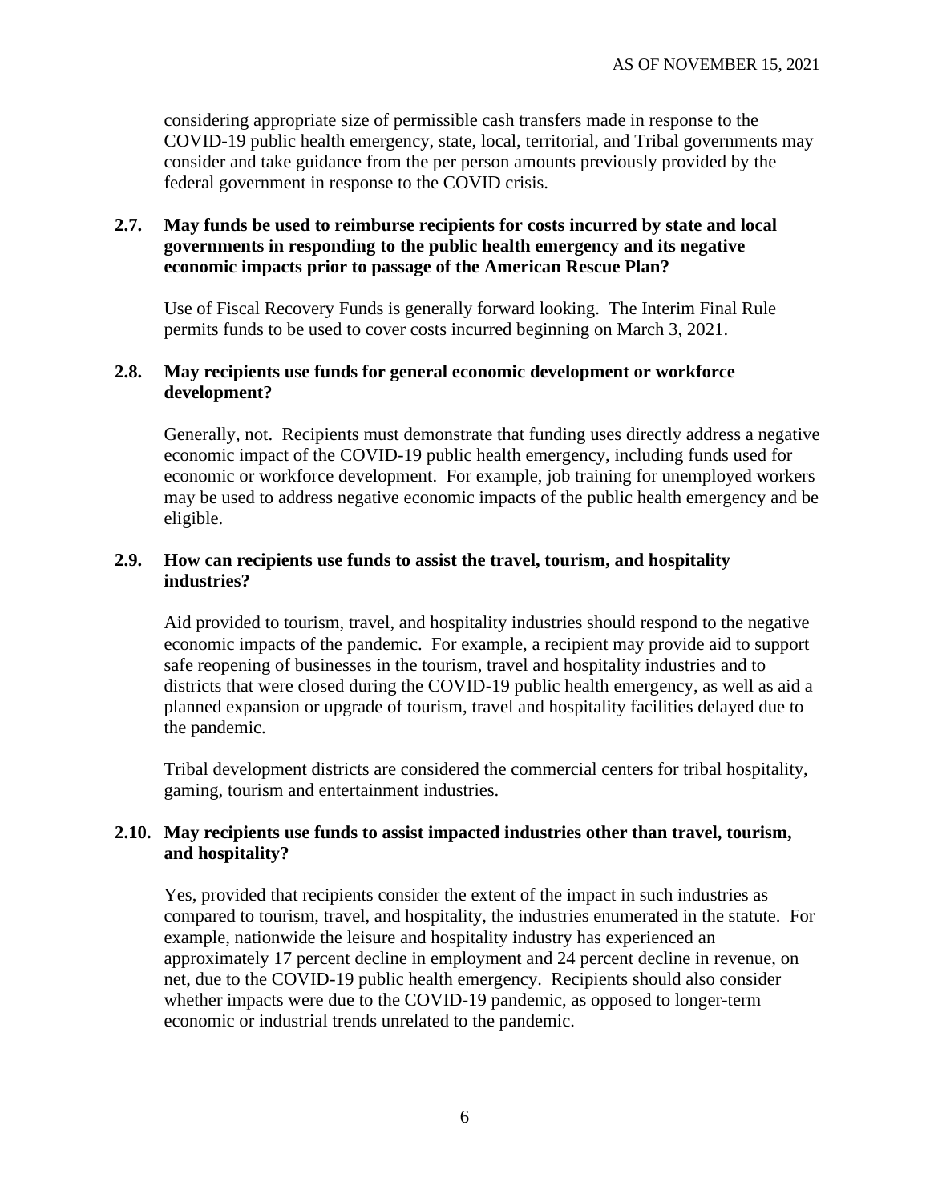considering appropriate size of permissible cash transfers made in response to the COVID-19 public health emergency, state, local, territorial, and Tribal governments may consider and take guidance from the per person amounts previously provided by the federal government in response to the COVID crisis.

### 2.7. May funds be used to reimburse recipients for costs incurred by state and local governments in responding to the public health emergency and its negative economic impacts prior to passage of the American Rescue Plan?

Use of Fiscal Recovery Funds is generally forward looking. The Interim Final Rule permits funds to be used to cover costs incurred beginning on March 3, 2021.

### 2.8. May recipients use funds for general economic development or workforce development?

Generally, not. Recipients must demonstrate that funding uses directly address a negative economic impact of the COVID-19 public health emergency, including funds used for economic or workforce development. For example, job training for unemployed workers may be used to address negative economic impacts of the public health emergency and be eligible.

### 2.9. How can recipients use funds to assist the travel, tourism, and hospitality industries?

Aid provided to tourism, travel, and hospitality industries should respond to the negative economic impacts of the pandemic. For example, a recipient may provide aid to support safe reopening of businesses in the tourism, travel and hospitality industries and to districts that were closed during the COVID-19 public health emergency, as well as aid a planned expansion or upgrade of tourism, travel and hospitality facilities delayed due to the pandemic.

Tribal development districts are considered the commercial centers for tribal hospitality, gaming, tourism and entertainment industries.

### 2.10. May recipients use funds to assist impacted industries other than travel, tourism, and hospitality?

Yes, provided that recipients consider the extent of the impact in such industries as compared to tourism, travel, and hospitality, the industries enumerated in the statute. For example, nationwide the leisure and hospitality industry has experienced an approximately 17 percent decline in employment and 24 percent decline in revenue, on net, due to the COVID-19 public health emergency. Recipients should also consider whether impacts were due to the COVID-19 pandemic, as opposed to longer-term economic or industrial trends unrelated to the pandemic.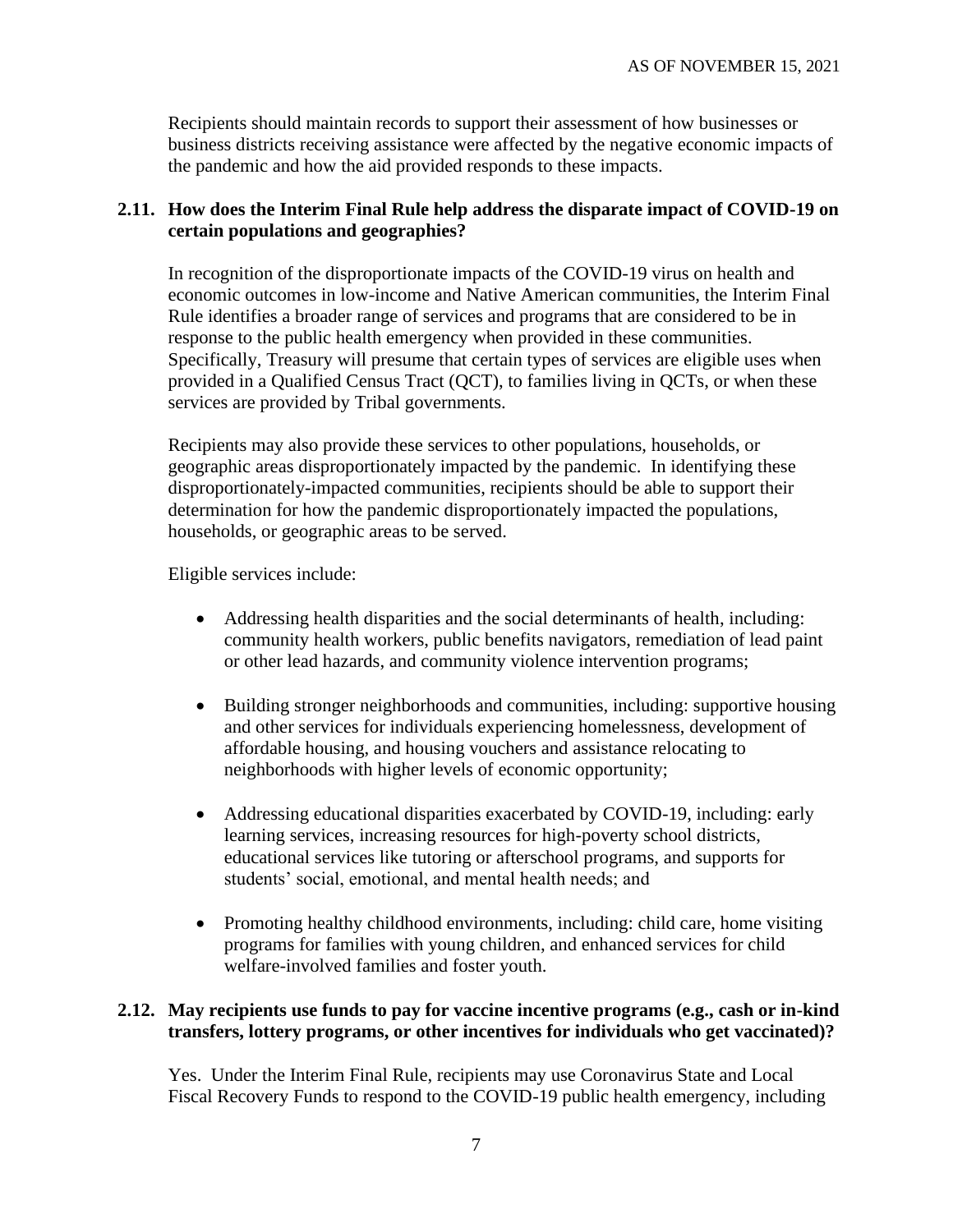Recipients should maintain records to support their assessment of how businesses or business districts receiving assistance were affected by the negative economic impacts of the pandemic and how the aid provided responds to these impacts.

### 2.11. How does the Interim Final Rule help address the disparate impact of COVID-19 on certain populations and geographies?

In recognition of the disproportionate impacts of the COVID-19 virus on health and economic outcomes in low-income and Native American communities, the Interim Final Rule identifies a broader range of services and programs that are considered to be in response to the public health emergency when provided in these communities. Specifically, Treasury will presume that certain types of services are eligible uses when provided in a Qualified Census Tract (QCT), to families living in QCTs, or when these services are provided by Tribal governments.

Recipients may also provide these services to other populations, households, or geographic areas disproportionately impacted by the pandemic. In identifying these disproportionately-impacted communities, recipients should be able to support their determination for how the pandemic disproportionately impacted the populations, households, or geographic areas to be served.

Eligible services include:

- Addressing health disparities and the social determinants of health, including: community health workers, public benefits navigators, remediation of lead paint or other lead hazards, and community violence intervention programs;
- Building stronger neighborhoods and communities, including: supportive housing and other services for individuals experiencing homelessness, development of affordable housing, and housing vouchers and assistance relocating to neighborhoods with higher levels of economic opportunity;
- Addressing educational disparities exacerbated by COVID-19, including: early learning services, increasing resources for high-poverty school districts, educational services like tutoring or afterschool programs, and supports for students' social, emotional, and mental health needs; and
- Promoting healthy childhood environments, including: child care, home visiting programs for families with young children, and enhanced services for child welfare-involved families and foster youth.

### 2.12. May recipients use funds to pay for vaccine incentive programs (e.g., cash or in-kind transfers, lottery programs, or other incentives for individuals who get vaccinated)?

Yes. Under the Interim Final Rule, recipients may use Coronavirus State and Local Fiscal Recovery Funds to respond to the COVID-19 public health emergency, including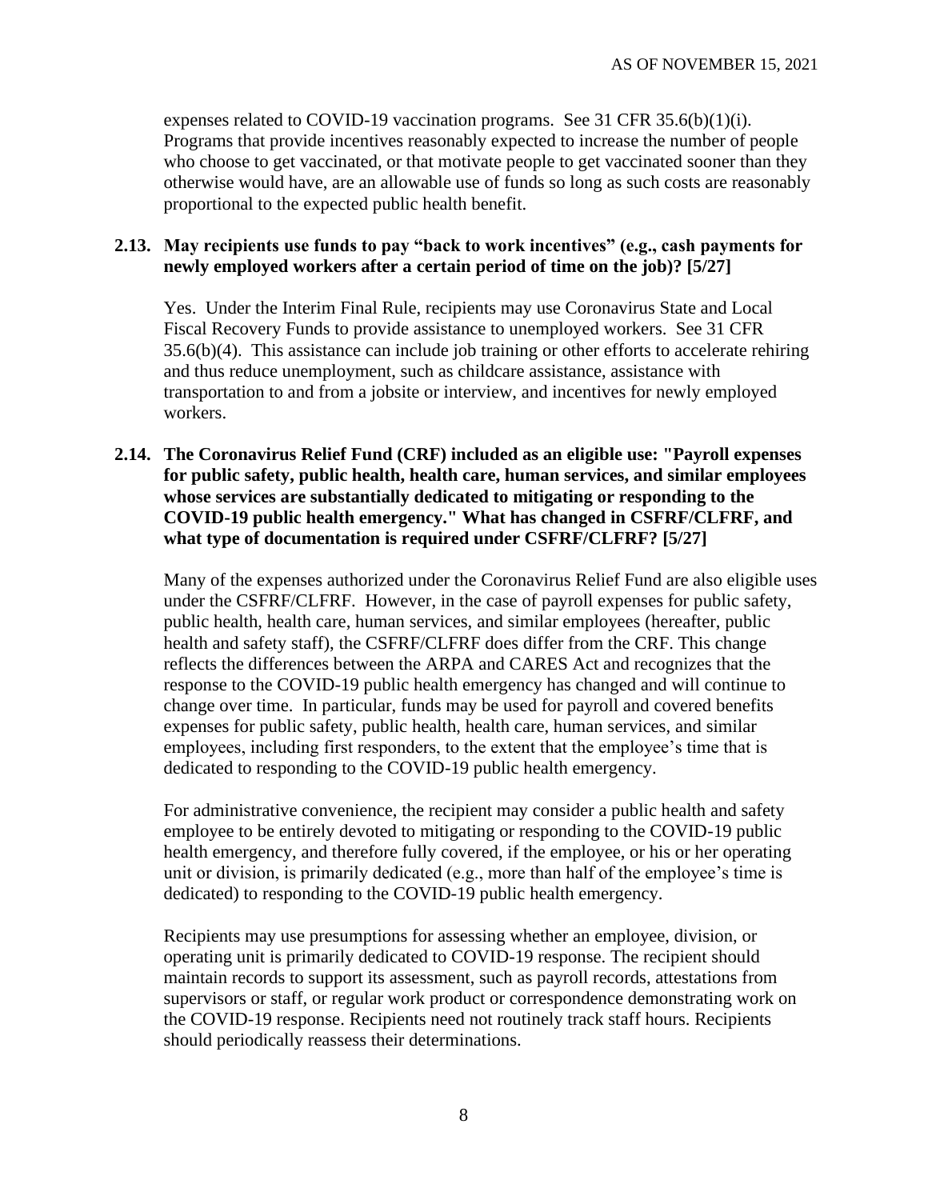expenses related to COVID-19 vaccination programs. See 31 CFR 35.6(b)(1)(i). Programs that provide incentives reasonably expected to increase the number of people who choose to get vaccinated, or that motivate people to get vaccinated sooner than they otherwise would have, are an allowable use of funds so long as such costs are reasonably proportional to the expected public health benefit.

### 2.13. May recipients use funds to pay "back to work incentives" (e.g., cash payments for newly employed workers after a certain period of time on the job)? [5/27]

Yes. Under the Interim Final Rule, recipients may use Coronavirus State and Local Fiscal Recovery Funds to provide assistance to unemployed workers. See 31 CFR 35.6(b)(4). This assistance can include job training or other efforts to accelerate rehiring and thus reduce unemployment, such as childcare assistance, assistance with transportation to and from a jobsite or interview, and incentives for newly employed workers.

### 2.14. The Coronavirus Relief Fund (CRF) included as an eligible use: "Payroll expenses for public safety, public health, health care, human services, and similar employees whose services are substantially dedicated to mitigating or responding to the COVID-19 public health emergency." What has changed in CSFRF/CLFRF, and what type of documentation is required under CSFRF/CLFRF? [5/27]

Many of the expenses authorized under the Coronavirus Relief Fund are also eligible uses under the CSFRF/CLFRF. However, in the case of payroll expenses for public safety, public health, health care, human services, and similar employees (hereafter, public health and safety staff), the CSFRF/CLFRF does differ from the CRF. This change reflects the differences between the ARPA and CARES Act and recognizes that the response to the COVID-19 public health emergency has changed and will continue to change over time. In particular, funds may be used for payroll and covered benefits expenses for public safety, public health, health care, human services, and similar employees, including first responders, to the extent that the employee's time that is dedicated to responding to the COVID-19 public health emergency.

For administrative convenience, the recipient may consider a public health and safety employee to be entirely devoted to mitigating or responding to the COVID-19 public health emergency, and therefore fully covered, if the employee, or his or her operating unit or division, is primarily dedicated (e.g., more than half of the employee's time is dedicated) to responding to the COVID-19 public health emergency.

Recipients may use presumptions for assessing whether an employee, division, or operating unit is primarily dedicated to COVID-19 response. The recipient should maintain records to support its assessment, such as payroll records, attestations from supervisors or staff, or regular work product or correspondence demonstrating work on the COVID-19 response. Recipients need not routinely track staff hours. Recipients should periodically reassess their determinations.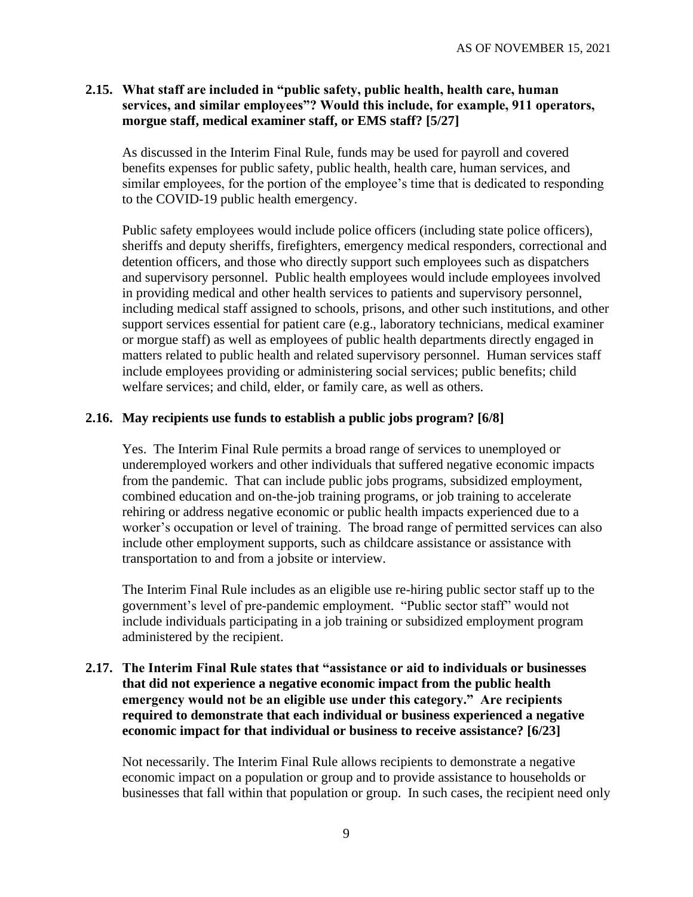### 2.15. What staff are included in "public safety, public health, health care, human services, and similar employees"? Would this include, for example, 911 operators, morgue staff, medical examiner staff, or EMS staff? [5/27]

As discussed in the Interim Final Rule, funds may be used for payroll and covered benefits expenses for public safety, public health, health care, human services, and similar employees, for the portion of the employee's time that is dedicated to responding to the COVID-19 public health emergency.

Public safety employees would include police officers (including state police officers), sheriffs and deputy sheriffs, firefighters, emergency medical responders, correctional and detention officers, and those who directly support such employees such as dispatchers and supervisory personnel. Public health employees would include employees involved in providing medical and other health services to patients and supervisory personnel, including medical staff assigned to schools, prisons, and other such institutions, and other support services essential for patient care (e.g., laboratory technicians, medical examiner or morgue staff) as well as employees of public health departments directly engaged in matters related to public health and related supervisory personnel. Human services staff include employees providing or administering social services; public benefits; child welfare services; and child, elder, or family care, as well as others.

### 2.16. May recipients use funds to establish a public jobs program? [6/8]

Yes. The Interim Final Rule permits a broad range of services to unemployed or underemployed workers and other individuals that suffered negative economic impacts from the pandemic. That can include public jobs programs, subsidized employment, combined education and on-the-job training programs, or job training to accelerate rehiring or address negative economic or public health impacts experienced due to a worker's occupation or level of training. The broad range of permitted services can also include other employment supports, such as childcare assistance or assistance with transportation to and from a jobsite or interview.

The Interim Final Rule includes as an eligible use re-hiring public sector staff up to the government's level of pre-pandemic employment. "Public sector staff" would not include individuals participating in a job training or subsidized employment program administered by the recipient.

### 2.17. The Interim Final Rule states that "assistance or aid to individuals or businesses that did not experience a negative economic impact from the public health emergency would not be an eligible use under this category." Are recipients required to demonstrate that each individual or business experienced a negative economic impact for that individual or business to receive assistance? [6/23]

Not necessarily. The Interim Final Rule allows recipients to demonstrate a negative economic impact on a population or group and to provide assistance to households or businesses that fall within that population or group. In such cases, the recipient need only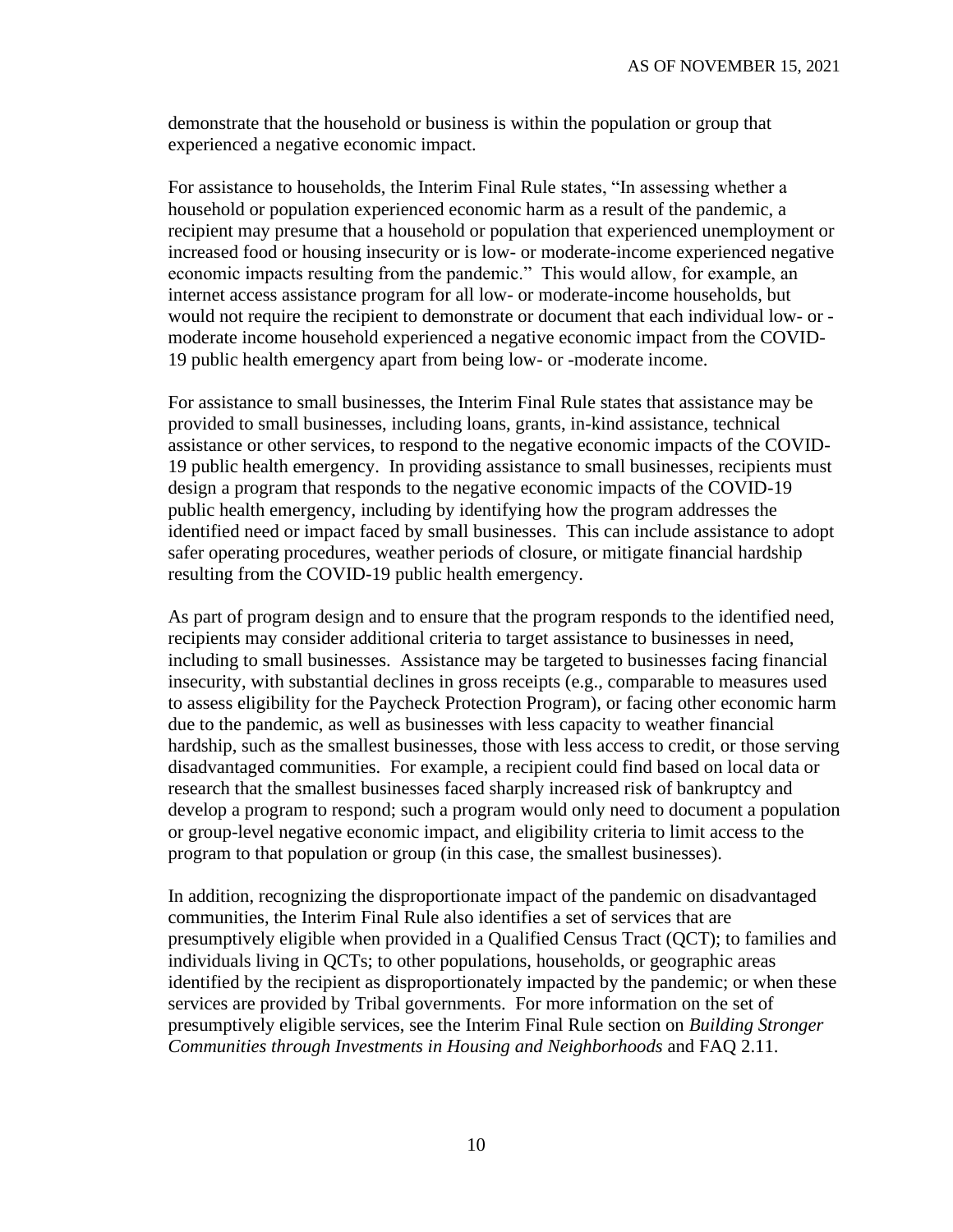demonstrate that the household or business is within the population or group that experienced a negative economic impact.

For assistance to households, the Interim Final Rule states, "In assessing whether a household or population experienced economic harm as a result of the pandemic, a recipient may presume that a household or population that experienced unemployment or increased food or housing insecurity or is low- or moderate-income experienced negative economic impacts resulting from the pandemic." This would allow, for example, an internet access assistance program for all low- or moderate-income households, but would not require the recipient to demonstrate or document that each individual low- or -moderate income household experienced a negative economic impact from the COVID-19 public health emergency apart from being low- or -moderate income.

For assistance to small businesses, the Interim Final Rule states that assistance may be provided to small businesses, including loans, grants, in-kind assistance, technical assistance or other services, to respond to the negative economic impacts of the COVID-19 public health emergency. In providing assistance to small businesses, recipients must design a program that responds to the negative economic impacts of the COVID-19 public health emergency, including by identifying how the program addresses the identified need or impact faced by small businesses. This can include assistance to adopt safer operating procedures, weather periods of closure, or mitigate financial hardship resulting from the COVID-19 public health emergency.

As part of program design and to ensure that the program responds to the identified need, recipients may consider additional criteria to target assistance to businesses in need, including to small businesses. Assistance may be targeted to businesses facing financial insecurity, with substantial declines in gross receipts (e.g., comparable to measures used to assess eligibility for the Paycheck Protection Program), or facing other economic harm due to the pandemic, as well as businesses with less capacity to weather financial hardship, such as the smallest businesses, those with less access to credit, or those serving disadvantaged communities. For example, a recipient could find based on local data or research that the smallest businesses faced sharply increased risk of bankruptcy and develop a program to respond; such a program would only need to document a population or group-level negative economic impact, and eligibility criteria to limit access to the program to that population or group (in this case, the smallest businesses).

In addition, recognizing the disproportionate impact of the pandemic on disadvantaged communities, the Interim Final Rule also identifies a set of services that are presumptively eligible when provided in a Qualified Census Tract (QCT); to families and individuals living in QCTs; to other populations, households, or geographic areas identified by the recipient as disproportionately impacted by the pandemic; or when these services are provided by Tribal governments. For more information on the set of presumptively eligible services, see the Interim Final Rule section on *Building Stronger Communities through Investments in Housing and Neighborhoods* and FAQ 2.11.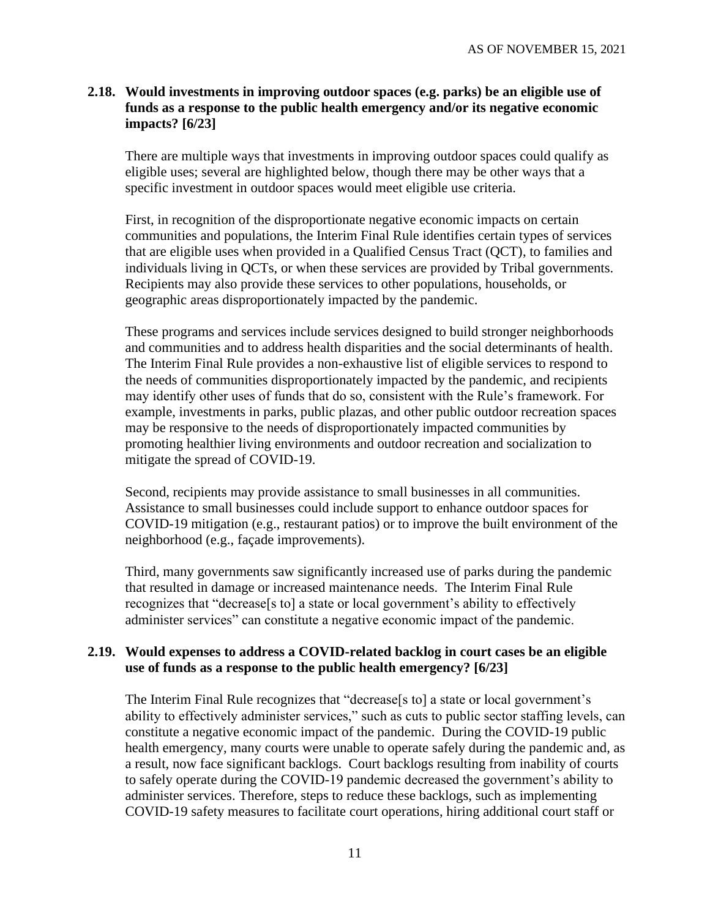**2.18. Would investments in improving outdoor spaces (e.g. parks) be an eligible use of funds as a response to the public health emergency and/or its negative economic impacts? [6/23]**

There are multiple ways that investments in improving outdoor spaces could qualify as eligible uses; several are highlighted below, though there may be other ways that a specific investment in outdoor spaces would meet eligible use criteria.

First, in recognition of the disproportionate negative economic impacts on certain communities and populations, the Interim Final Rule identifies certain types of services that are eligible uses when provided in a Qualified Census Tract (QCT), to families and individuals living in QCTs, or when these services are provided by Tribal governments. Recipients may also provide these services to other populations, households, or geographic areas disproportionately impacted by the pandemic.

These programs and services include services designed to build stronger neighborhoods and communities and to address health disparities and the social determinants of health. The Interim Final Rule provides a non-exhaustive list of eligible services to respond to the needs of communities disproportionately impacted by the pandemic, and recipients may identify other uses of funds that do so, consistent with the Rule's framework. For example, investments in parks, public plazas, and other public outdoor recreation spaces may be responsive to the needs of disproportionately impacted communities by promoting healthier living environments and outdoor recreation and socialization to mitigate the spread of COVID-19.

Second, recipients may provide assistance to small businesses in all communities. Assistance to small businesses could include support to enhance outdoor spaces for COVID-19 mitigation (e.g., restaurant patios) or to improve the built environment of the neighborhood (e.g., façade improvements).

Third, many governments saw significantly increased use of parks during the pandemic that resulted in damage or increased maintenance needs. The Interim Final Rule recognizes that "decrease[s to] a state or local government's ability to effectively administer services" can constitute a negative economic impact of the pandemic.

**2.19. Would expenses to address a COVID-related backlog in court cases be an eligible use of funds as a response to the public health emergency? [6/23]**

The Interim Final Rule recognizes that "decrease[s to] a state or local government's ability to effectively administer services," such as cuts to public sector staffing levels, can constitute a negative economic impact of the pandemic. During the COVID-19 public health emergency, many courts were unable to operate safely during the pandemic and, as a result, now face significant backlogs. Court backlogs resulting from inability of courts to safely operate during the COVID-19 pandemic decreased the government's ability to administer services. Therefore, steps to reduce these backlogs, such as implementing COVID-19 safety measures to facilitate court operations, hiring additional court staff or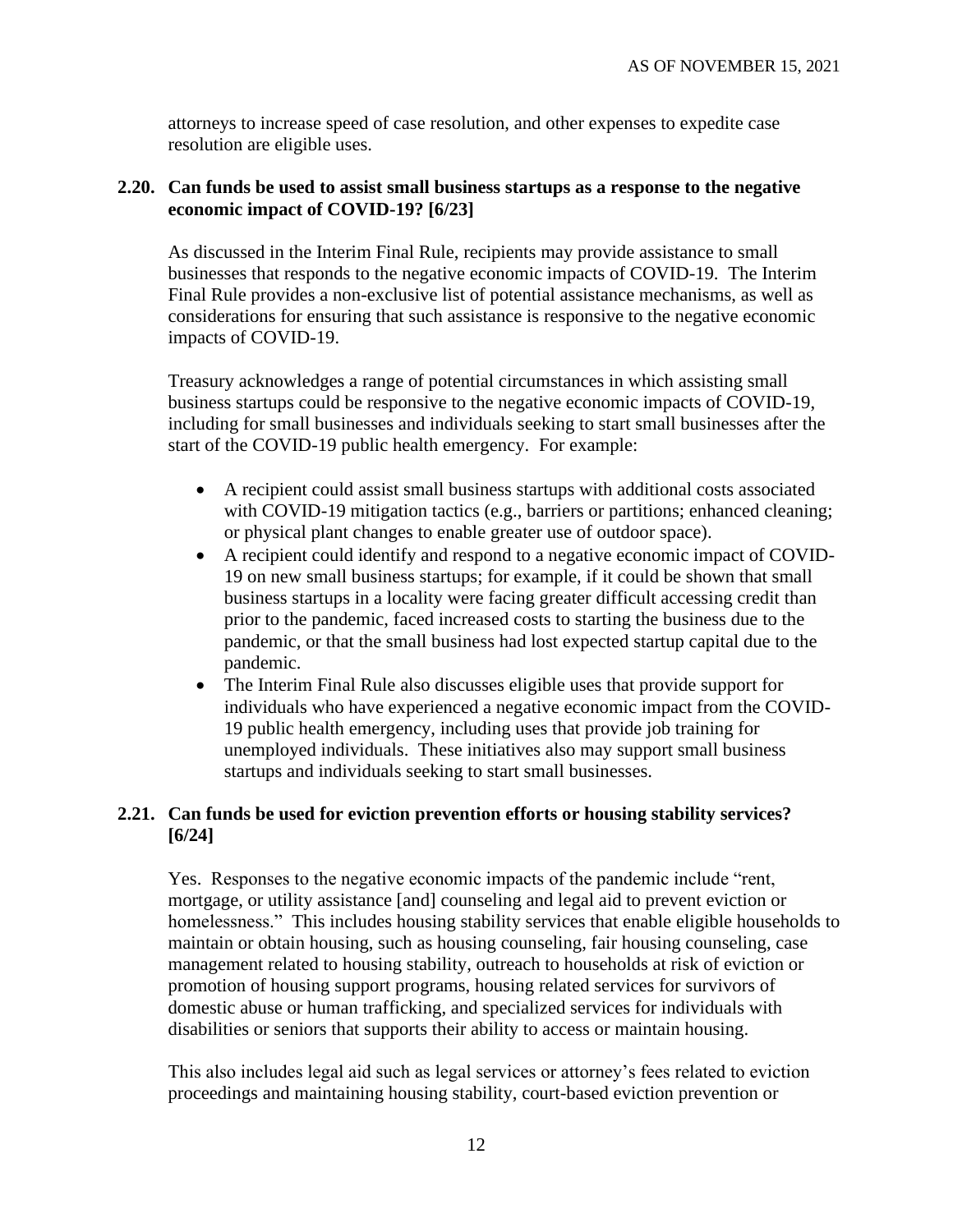attorneys to increase speed of case resolution, and other expenses to expedite case resolution are eligible uses.

### 2.20. Can funds be used to assist small business startups as a response to the negative economic impact of COVID-19? [6/23]

As discussed in the Interim Final Rule, recipients may provide assistance to small businesses that responds to the negative economic impacts of COVID-19. The Interim Final Rule provides a non-exclusive list of potential assistance mechanisms, as well as considerations for ensuring that such assistance is responsive to the negative economic impacts of COVID-19.

Treasury acknowledges a range of potential circumstances in which assisting small business startups could be responsive to the negative economic impacts of COVID-19, including for small businesses and individuals seeking to start small businesses after the start of the COVID-19 public health emergency. For example:

- A recipient could assist small business startups with additional costs associated with COVID-19 mitigation tactics (e.g., barriers or partitions; enhanced cleaning; or physical plant changes to enable greater use of outdoor space).
- A recipient could identify and respond to a negative economic impact of COVID-19 on new small business startups; for example, if it could be shown that small business startups in a locality were facing greater difficult accessing credit than prior to the pandemic, faced increased costs to starting the business due to the pandemic, or that the small business had lost expected startup capital due to the pandemic.
- The Interim Final Rule also discusses eligible uses that provide support for individuals who have experienced a negative economic impact from the COVID-19 public health emergency, including uses that provide job training for unemployed individuals. These initiatives also may support small business startups and individuals seeking to start small businesses.

### 2.21. Can funds be used for eviction prevention efforts or housing stability services? [6/24]

Yes. Responses to the negative economic impacts of the pandemic include "rent, mortgage, or utility assistance [and] counseling and legal aid to prevent eviction or homelessness." This includes housing stability services that enable eligible households to maintain or obtain housing, such as housing counseling, fair housing counseling, case management related to housing stability, outreach to households at risk of eviction or promotion of housing support programs, housing related services for survivors of domestic abuse or human trafficking, and specialized services for individuals with disabilities or seniors that supports their ability to access or maintain housing.

This also includes legal aid such as legal services or attorney's fees related to eviction proceedings and maintaining housing stability, court-based eviction prevention or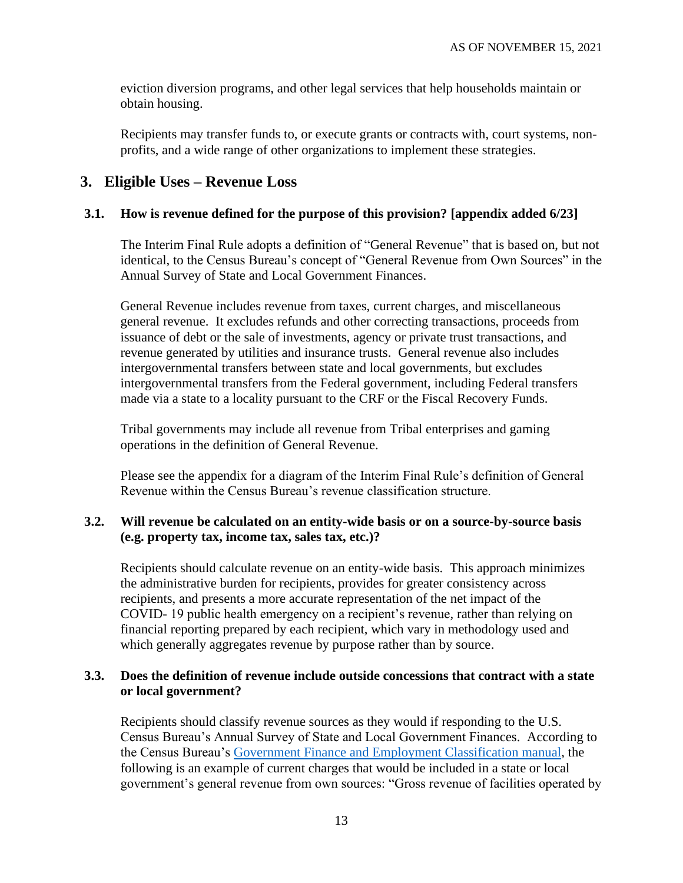eviction diversion programs, and other legal services that help households maintain or obtain housing.

Recipients may transfer funds to, or execute grants or contracts with, court systems, non-profits, and a wide range of other organizations to implement these strategies.

## 3. Eligible Uses – Revenue Loss

### 3.1. How is revenue defined for the purpose of this provision? [appendix added 6/23]

The Interim Final Rule adopts a definition of "General Revenue" that is based on, but not identical, to the Census Bureau's concept of "General Revenue from Own Sources" in the Annual Survey of State and Local Government Finances.

General Revenue includes revenue from taxes, current charges, and miscellaneous general revenue. It excludes refunds and other correcting transactions, proceeds from issuance of debt or the sale of investments, agency or private trust transactions, and revenue generated by utilities and insurance trusts. General revenue also includes intergovernmental transfers between state and local governments, but excludes intergovernmental transfers from the Federal government, including Federal transfers made via a state to a locality pursuant to the CRF or the Fiscal Recovery Funds.

Tribal governments may include all revenue from Tribal enterprises and gaming operations in the definition of General Revenue.

Please see the appendix for a diagram of the Interim Final Rule's definition of General Revenue within the Census Bureau's revenue classification structure.

### 3.2. Will revenue be calculated on an entity-wide basis or on a source-by-source basis (e.g. property tax, income tax, sales tax, etc.)?

Recipients should calculate revenue on an entity-wide basis. This approach minimizes the administrative burden for recipients, provides for greater consistency across recipients, and presents a more accurate representation of the net impact of the COVID- 19 public health emergency on a recipient's revenue, rather than relying on financial reporting prepared by each recipient, which vary in methodology used and which generally aggregates revenue by purpose rather than by source.

### 3.3. Does the definition of revenue include outside concessions that contract with a state or local government?

Recipients should classify revenue sources as they would if responding to the U.S. Census Bureau's Annual Survey of State and Local Government Finances. According to the Census Bureau's Government Finance and Employment Classification manual, the following is an example of current charges that would be included in a state or local government's general revenue from own sources: "Gross revenue of facilities operated by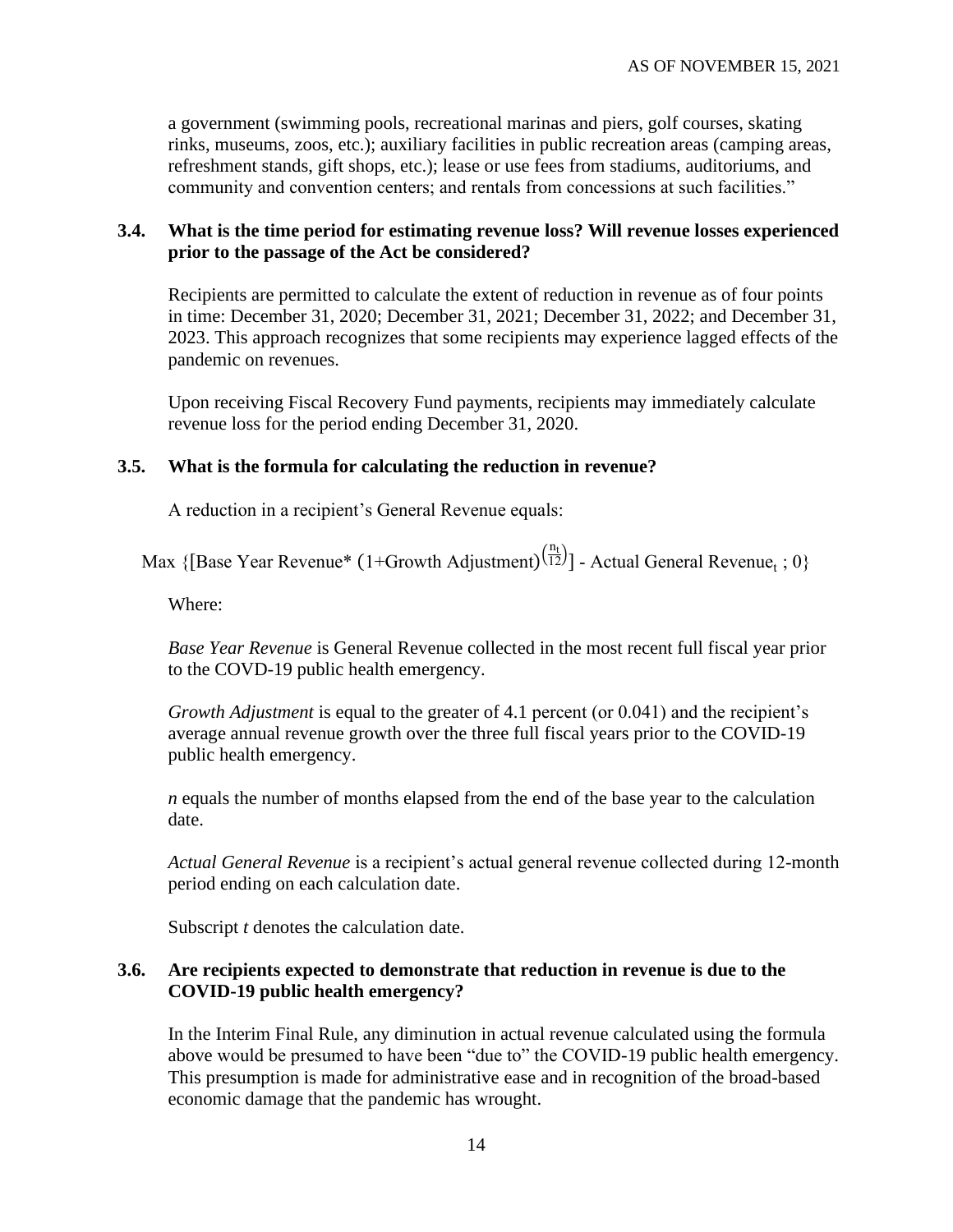a government (swimming pools, recreational marinas and piers, golf courses, skating rinks, museums, zoos, etc.); auxiliary facilities in public recreation areas (camping areas, refreshment stands, gift shops, etc.); lease or use fees from stadiums, auditoriums, and community and convention centers; and rentals from concessions at such facilities."

### 3.4. What is the time period for estimating revenue loss? Will revenue losses experienced prior to the passage of the Act be considered?

Recipients are permitted to calculate the extent of reduction in revenue as of four points in time: December 31, 2020; December 31, 2021; December 31, 2022; and December 31, 2023. This approach recognizes that some recipients may experience lagged effects of the pandemic on revenues.

Upon receiving Fiscal Recovery Fund payments, recipients may immediately calculate revenue loss for the period ending December 31, 2020.

### 3.5. What is the formula for calculating the reduction in revenue?

A reduction in a recipient's General Revenue equals:

$$\text{Max}\ \{[\text{Base Year Revenue}* (1\text{+Growth Adjustment})^{\left(\frac{n_t}{12}\right)}] - \text{Actual General Revenue}_t\ ; 0\}$$

Where:

*Base Year Revenue* is General Revenue collected in the most recent full fiscal year prior to the COVD-19 public health emergency.

*Growth Adjustment* is equal to the greater of 4.1 percent (or 0.041) and the recipient's average annual revenue growth over the three full fiscal years prior to the COVID-19 public health emergency.

*n* equals the number of months elapsed from the end of the base year to the calculation date.

*Actual General Revenue* is a recipient's actual general revenue collected during 12-month period ending on each calculation date.

Subscript *t* denotes the calculation date.

### 3.6. Are recipients expected to demonstrate that reduction in revenue is due to the COVID-19 public health emergency?

In the Interim Final Rule, any diminution in actual revenue calculated using the formula above would be presumed to have been "due to" the COVID-19 public health emergency. This presumption is made for administrative ease and in recognition of the broad-based economic damage that the pandemic has wrought.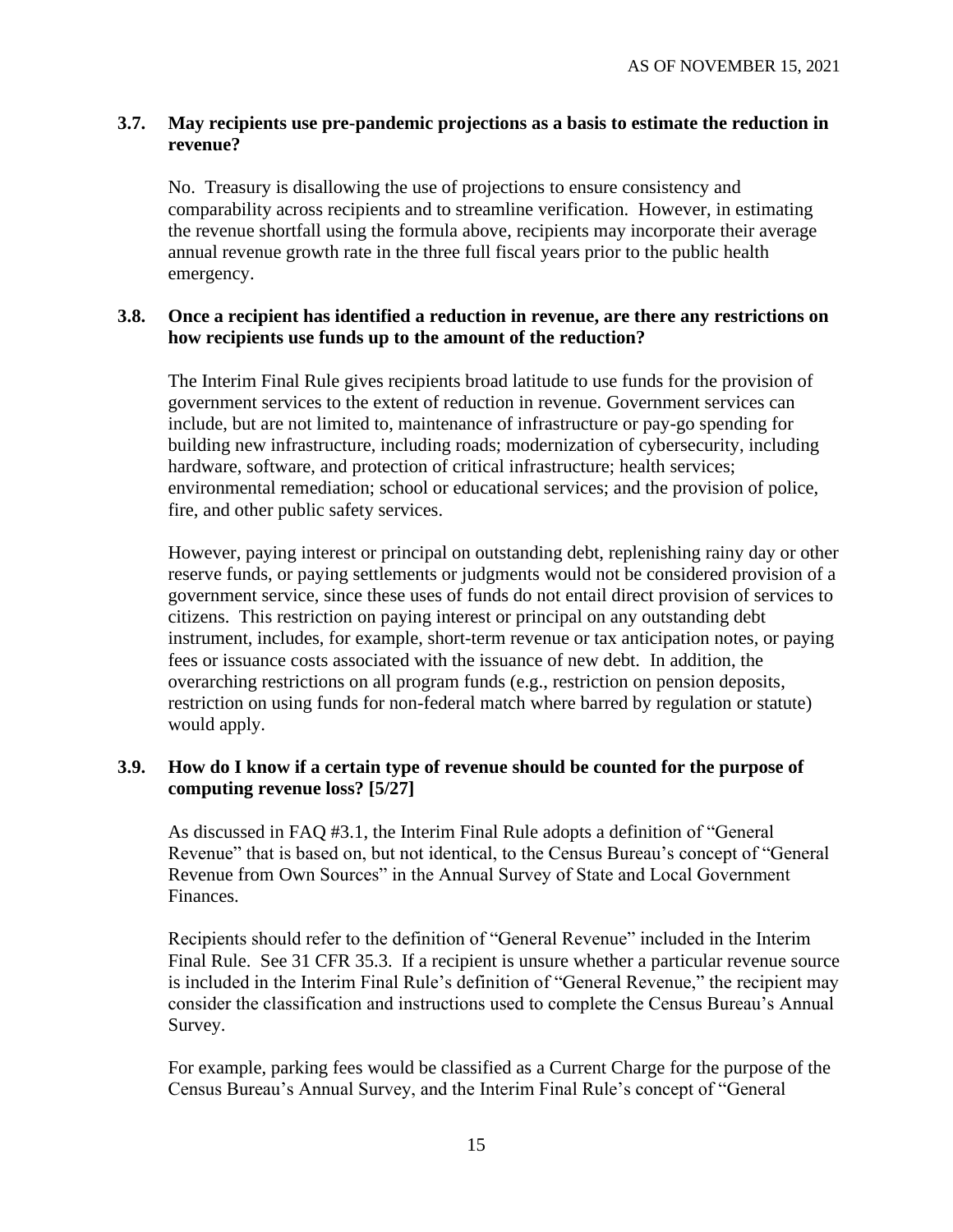### 3.7. May recipients use pre-pandemic projections as a basis to estimate the reduction in revenue?

No. Treasury is disallowing the use of projections to ensure consistency and comparability across recipients and to streamline verification. However, in estimating the revenue shortfall using the formula above, recipients may incorporate their average annual revenue growth rate in the three full fiscal years prior to the public health emergency.

### 3.8. Once a recipient has identified a reduction in revenue, are there any restrictions on how recipients use funds up to the amount of the reduction?

The Interim Final Rule gives recipients broad latitude to use funds for the provision of government services to the extent of reduction in revenue. Government services can include, but are not limited to, maintenance of infrastructure or pay-go spending for building new infrastructure, including roads; modernization of cybersecurity, including hardware, software, and protection of critical infrastructure; health services; environmental remediation; school or educational services; and the provision of police, fire, and other public safety services.

However, paying interest or principal on outstanding debt, replenishing rainy day or other reserve funds, or paying settlements or judgments would not be considered provision of a government service, since these uses of funds do not entail direct provision of services to citizens. This restriction on paying interest or principal on any outstanding debt instrument, includes, for example, short-term revenue or tax anticipation notes, or paying fees or issuance costs associated with the issuance of new debt. In addition, the overarching restrictions on all program funds (e.g., restriction on pension deposits, restriction on using funds for non-federal match where barred by regulation or statute) would apply.

### 3.9. How do I know if a certain type of revenue should be counted for the purpose of computing revenue loss? [5/27]

As discussed in FAQ #3.1, the Interim Final Rule adopts a definition of "General Revenue" that is based on, but not identical, to the Census Bureau's concept of "General Revenue from Own Sources" in the Annual Survey of State and Local Government Finances.

Recipients should refer to the definition of "General Revenue" included in the Interim Final Rule. See 31 CFR 35.3. If a recipient is unsure whether a particular revenue source is included in the Interim Final Rule's definition of "General Revenue," the recipient may consider the classification and instructions used to complete the Census Bureau's Annual Survey.

For example, parking fees would be classified as a Current Charge for the purpose of the Census Bureau's Annual Survey, and the Interim Final Rule's concept of "General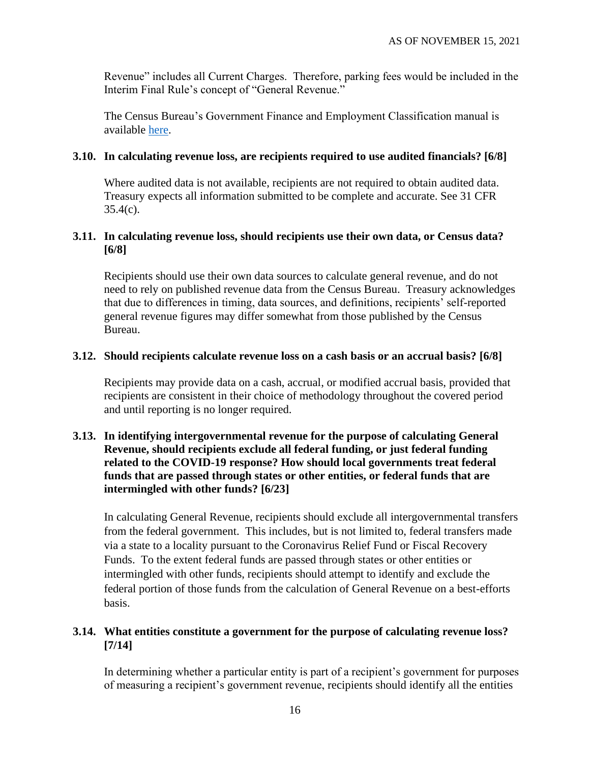Revenue" includes all Current Charges. Therefore, parking fees would be included in the Interim Final Rule's concept of "General Revenue."

The Census Bureau's Government Finance and Employment Classification manual is available here.

### 3.10. In calculating revenue loss, are recipients required to use audited financials? [6/8]

Where audited data is not available, recipients are not required to obtain audited data. Treasury expects all information submitted to be complete and accurate. See 31 CFR 35.4(c).

### 3.11. In calculating revenue loss, should recipients use their own data, or Census data? [6/8]

Recipients should use their own data sources to calculate general revenue, and do not need to rely on published revenue data from the Census Bureau. Treasury acknowledges that due to differences in timing, data sources, and definitions, recipients' self-reported general revenue figures may differ somewhat from those published by the Census Bureau.

### 3.12. Should recipients calculate revenue loss on a cash basis or an accrual basis? [6/8]

Recipients may provide data on a cash, accrual, or modified accrual basis, provided that recipients are consistent in their choice of methodology throughout the covered period and until reporting is no longer required.

### 3.13. In identifying intergovernmental revenue for the purpose of calculating General Revenue, should recipients exclude all federal funding, or just federal funding related to the COVID-19 response? How should local governments treat federal funds that are passed through states or other entities, or federal funds that are intermingled with other funds? [6/23]

In calculating General Revenue, recipients should exclude all intergovernmental transfers from the federal government. This includes, but is not limited to, federal transfers made via a state to a locality pursuant to the Coronavirus Relief Fund or Fiscal Recovery Funds. To the extent federal funds are passed through states or other entities or intermingled with other funds, recipients should attempt to identify and exclude the federal portion of those funds from the calculation of General Revenue on a best-efforts basis.

### 3.14. What entities constitute a government for the purpose of calculating revenue loss? [7/14]

In determining whether a particular entity is part of a recipient's government for purposes of measuring a recipient's government revenue, recipients should identify all the entities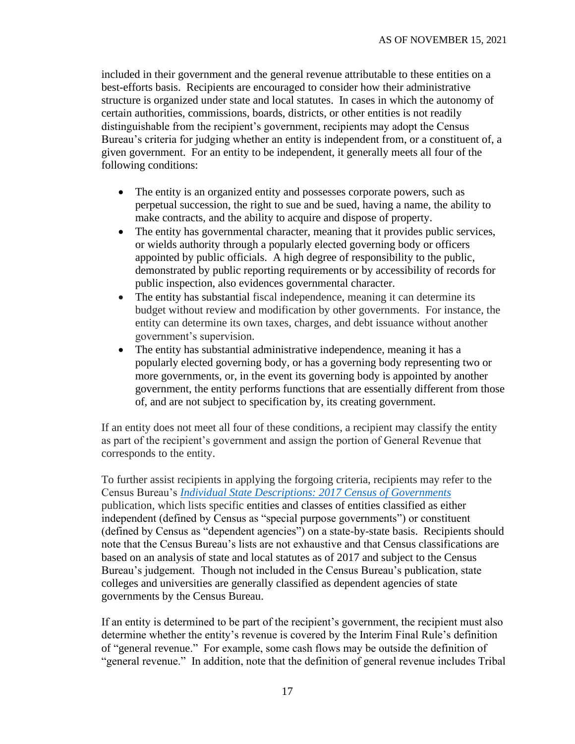included in their government and the general revenue attributable to these entities on a best-efforts basis. Recipients are encouraged to consider how their administrative structure is organized under state and local statutes. In cases in which the autonomy of certain authorities, commissions, boards, districts, or other entities is not readily distinguishable from the recipient's government, recipients may adopt the Census Bureau's criteria for judging whether an entity is independent from, or a constituent of, a given government. For an entity to be independent, it generally meets all four of the following conditions:

- The entity is an organized entity and possesses corporate powers, such as perpetual succession, the right to sue and be sued, having a name, the ability to make contracts, and the ability to acquire and dispose of property.
- The entity has governmental character, meaning that it provides public services, or wields authority through a popularly elected governing body or officers appointed by public officials. A high degree of responsibility to the public, demonstrated by public reporting requirements or by accessibility of records for public inspection, also evidences governmental character.
- The entity has substantial fiscal independence, meaning it can determine its budget without review and modification by other governments. For instance, the entity can determine its own taxes, charges, and debt issuance without another government's supervision.
- The entity has substantial administrative independence, meaning it has a popularly elected governing body, or has a governing body representing two or more governments, or, in the event its governing body is appointed by another government, the entity performs functions that are essentially different from those of, and are not subject to specification by, its creating government.

If an entity does not meet all four of these conditions, a recipient may classify the entity as part of the recipient's government and assign the portion of General Revenue that corresponds to the entity.

To further assist recipients in applying the forgoing criteria, recipients may refer to the Census Bureau's *Individual State Descriptions: 2017 Census of Governments* publication, which lists specific entities and classes of entities classified as either independent (defined by Census as "special purpose governments") or constituent (defined by Census as "dependent agencies") on a state-by-state basis. Recipients should note that the Census Bureau's lists are not exhaustive and that Census classifications are based on an analysis of state and local statutes as of 2017 and subject to the Census Bureau's judgement. Though not included in the Census Bureau's publication, state colleges and universities are generally classified as dependent agencies of state governments by the Census Bureau.

If an entity is determined to be part of the recipient's government, the recipient must also determine whether the entity's revenue is covered by the Interim Final Rule's definition of "general revenue." For example, some cash flows may be outside the definition of "general revenue." In addition, note that the definition of general revenue includes Tribal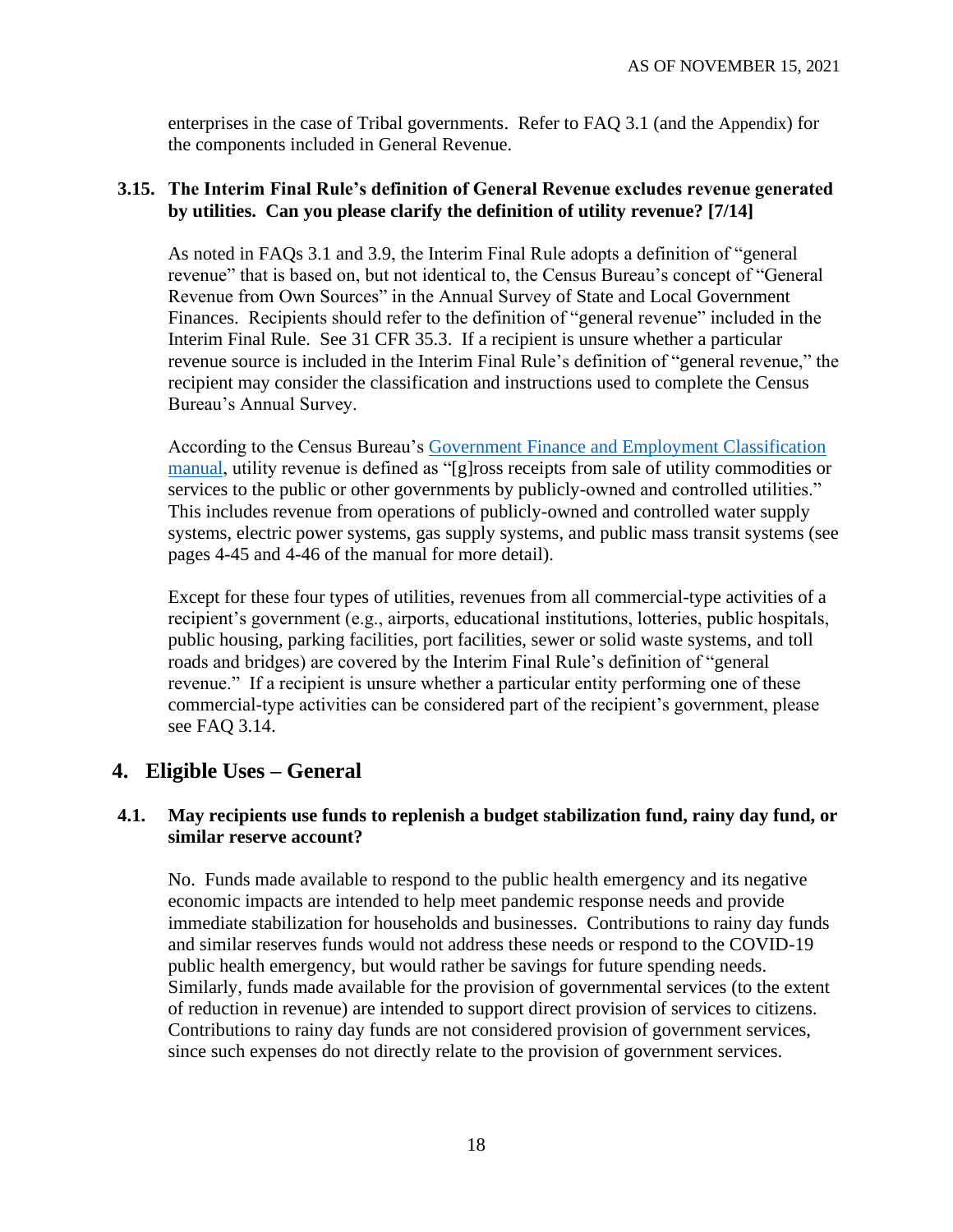enterprises in the case of Tribal governments. Refer to FAQ 3.1 (and the Appendix) for the components included in General Revenue.

### 3.15. The Interim Final Rule's definition of General Revenue excludes revenue generated by utilities. Can you please clarify the definition of utility revenue? [7/14]

As noted in FAQs 3.1 and 3.9, the Interim Final Rule adopts a definition of "general revenue" that is based on, but not identical to, the Census Bureau's concept of "General Revenue from Own Sources" in the Annual Survey of State and Local Government Finances. Recipients should refer to the definition of "general revenue" included in the Interim Final Rule. See 31 CFR 35.3. If a recipient is unsure whether a particular revenue source is included in the Interim Final Rule's definition of "general revenue," the recipient may consider the classification and instructions used to complete the Census Bureau's Annual Survey.

According to the Census Bureau's Government Finance and Employment Classification manual, utility revenue is defined as "[g]ross receipts from sale of utility commodities or services to the public or other governments by publicly-owned and controlled utilities." This includes revenue from operations of publicly-owned and controlled water supply systems, electric power systems, gas supply systems, and public mass transit systems (see pages 4-45 and 4-46 of the manual for more detail).

Except for these four types of utilities, revenues from all commercial-type activities of a recipient's government (e.g., airports, educational institutions, lotteries, public hospitals, public housing, parking facilities, port facilities, sewer or solid waste systems, and toll roads and bridges) are covered by the Interim Final Rule's definition of "general revenue." If a recipient is unsure whether a particular entity performing one of these commercial-type activities can be considered part of the recipient's government, please see FAQ 3.14.

## 4. Eligible Uses – General

### 4.1. May recipients use funds to replenish a budget stabilization fund, rainy day fund, or similar reserve account?

No. Funds made available to respond to the public health emergency and its negative economic impacts are intended to help meet pandemic response needs and provide immediate stabilization for households and businesses. Contributions to rainy day funds and similar reserves funds would not address these needs or respond to the COVID-19 public health emergency, but would rather be savings for future spending needs. Similarly, funds made available for the provision of governmental services (to the extent of reduction in revenue) are intended to support direct provision of services to citizens. Contributions to rainy day funds are not considered provision of government services, since such expenses do not directly relate to the provision of government services.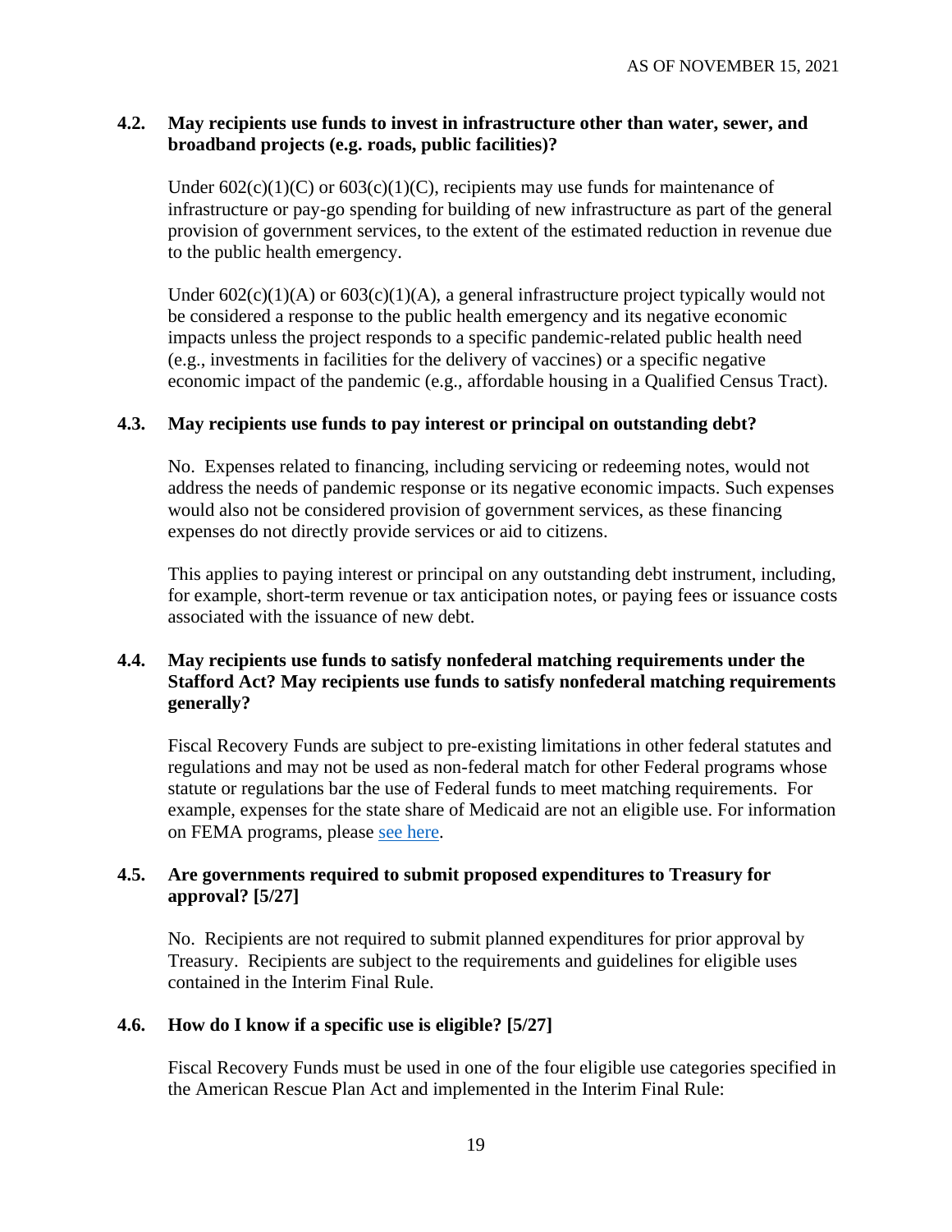### 4.2. May recipients use funds to invest in infrastructure other than water, sewer, and broadband projects (e.g. roads, public facilities)?

Under 602(c)(1)(C) or 603(c)(1)(C), recipients may use funds for maintenance of infrastructure or pay-go spending for building of new infrastructure as part of the general provision of government services, to the extent of the estimated reduction in revenue due to the public health emergency.

Under 602(c)(1)(A) or 603(c)(1)(A), a general infrastructure project typically would not be considered a response to the public health emergency and its negative economic impacts unless the project responds to a specific pandemic-related public health need (e.g., investments in facilities for the delivery of vaccines) or a specific negative economic impact of the pandemic (e.g., affordable housing in a Qualified Census Tract).

### 4.3. May recipients use funds to pay interest or principal on outstanding debt?

No. Expenses related to financing, including servicing or redeeming notes, would not address the needs of pandemic response or its negative economic impacts. Such expenses would also not be considered provision of government services, as these financing expenses do not directly provide services or aid to citizens.

This applies to paying interest or principal on any outstanding debt instrument, including, for example, short-term revenue or tax anticipation notes, or paying fees or issuance costs associated with the issuance of new debt.

### 4.4. May recipients use funds to satisfy nonfederal matching requirements under the Stafford Act? May recipients use funds to satisfy nonfederal matching requirements generally?

Fiscal Recovery Funds are subject to pre-existing limitations in other federal statutes and regulations and may not be used as non-federal match for other Federal programs whose statute or regulations bar the use of Federal funds to meet matching requirements. For example, expenses for the state share of Medicaid are not an eligible use. For information on FEMA programs, please see here.

### 4.5. Are governments required to submit proposed expenditures to Treasury for approval? [5/27]

No. Recipients are not required to submit planned expenditures for prior approval by Treasury. Recipients are subject to the requirements and guidelines for eligible uses contained in the Interim Final Rule.

### 4.6. How do I know if a specific use is eligible? [5/27]

Fiscal Recovery Funds must be used in one of the four eligible use categories specified in the American Rescue Plan Act and implemented in the Interim Final Rule: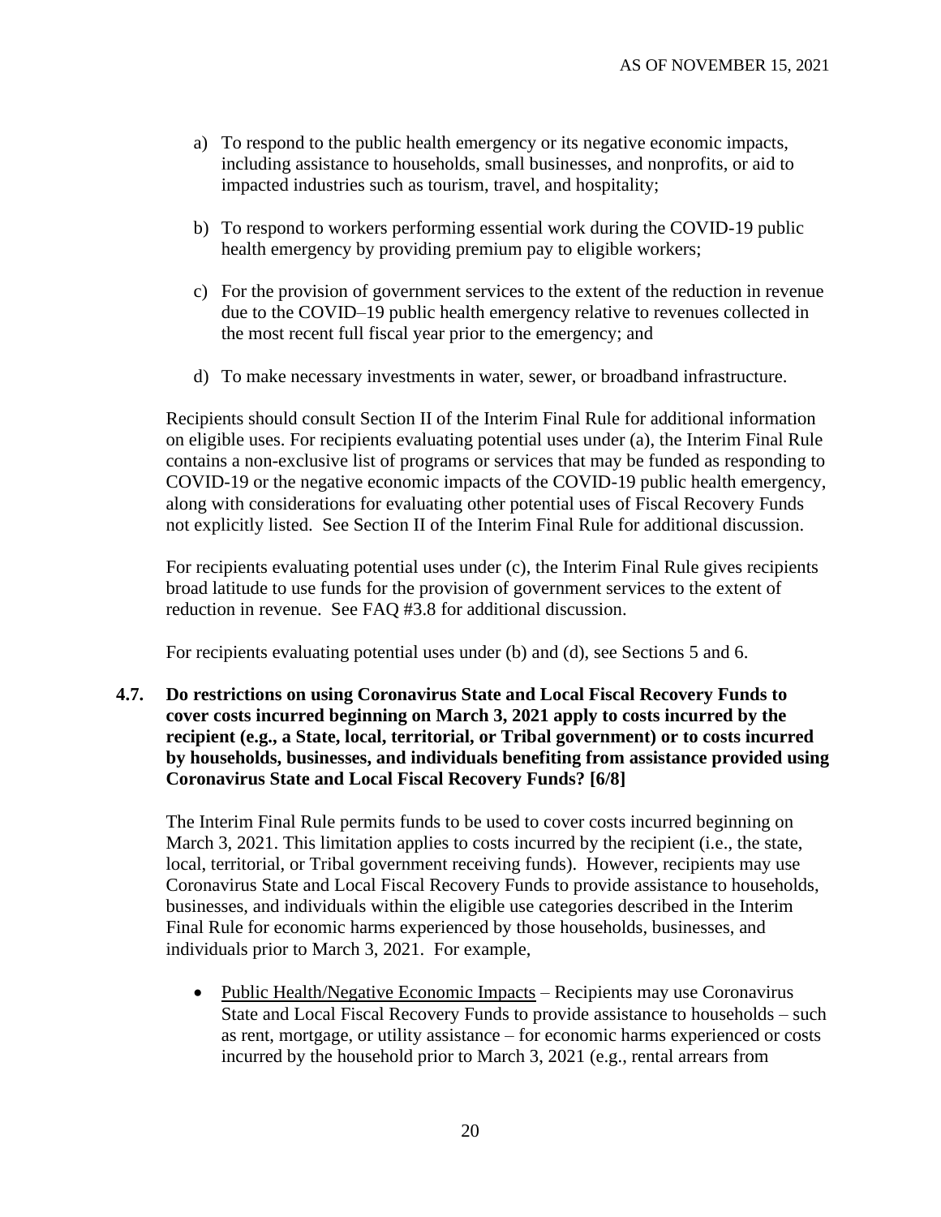a) To respond to the public health emergency or its negative economic impacts, including assistance to households, small businesses, and nonprofits, or aid to impacted industries such as tourism, travel, and hospitality;

b) To respond to workers performing essential work during the COVID-19 public health emergency by providing premium pay to eligible workers;

c) For the provision of government services to the extent of the reduction in revenue due to the COVID–19 public health emergency relative to revenues collected in the most recent full fiscal year prior to the emergency; and

d) To make necessary investments in water, sewer, or broadband infrastructure.

Recipients should consult Section II of the Interim Final Rule for additional information on eligible uses. For recipients evaluating potential uses under (a), the Interim Final Rule contains a non-exclusive list of programs or services that may be funded as responding to COVID-19 or the negative economic impacts of the COVID-19 public health emergency, along with considerations for evaluating other potential uses of Fiscal Recovery Funds not explicitly listed. See Section II of the Interim Final Rule for additional discussion.

For recipients evaluating potential uses under (c), the Interim Final Rule gives recipients broad latitude to use funds for the provision of government services to the extent of reduction in revenue. See FAQ #3.8 for additional discussion.

For recipients evaluating potential uses under (b) and (d), see Sections 5 and 6.

**4.7. Do restrictions on using Coronavirus State and Local Fiscal Recovery Funds to cover costs incurred beginning on March 3, 2021 apply to costs incurred by the recipient (e.g., a State, local, territorial, or Tribal government) or to costs incurred by households, businesses, and individuals benefiting from assistance provided using Coronavirus State and Local Fiscal Recovery Funds? [6/8]**

The Interim Final Rule permits funds to be used to cover costs incurred beginning on March 3, 2021. This limitation applies to costs incurred by the recipient (i.e., the state, local, territorial, or Tribal government receiving funds). However, recipients may use Coronavirus State and Local Fiscal Recovery Funds to provide assistance to households, businesses, and individuals within the eligible use categories described in the Interim Final Rule for economic harms experienced by those households, businesses, and individuals prior to March 3, 2021. For example,

- Public Health/Negative Economic Impacts – Recipients may use Coronavirus State and Local Fiscal Recovery Funds to provide assistance to households – such as rent, mortgage, or utility assistance – for economic harms experienced or costs incurred by the household prior to March 3, 2021 (e.g., rental arrears from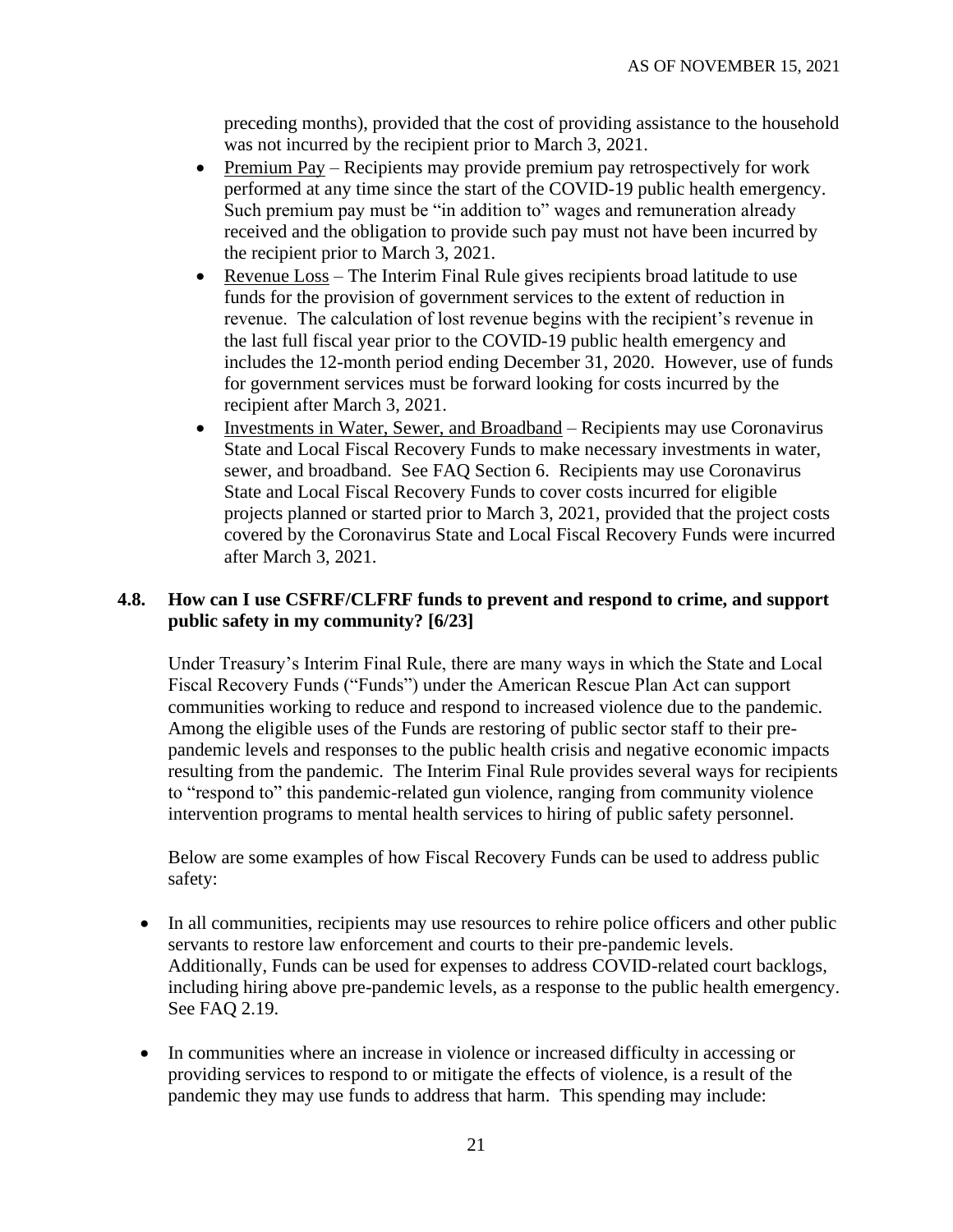preceding months), provided that the cost of providing assistance to the household was not incurred by the recipient prior to March 3, 2021.

- Premium Pay – Recipients may provide premium pay retrospectively for work performed at any time since the start of the COVID-19 public health emergency. Such premium pay must be "in addition to" wages and remuneration already received and the obligation to provide such pay must not have been incurred by the recipient prior to March 3, 2021.
- Revenue Loss – The Interim Final Rule gives recipients broad latitude to use funds for the provision of government services to the extent of reduction in revenue. The calculation of lost revenue begins with the recipient's revenue in the last full fiscal year prior to the COVID-19 public health emergency and includes the 12-month period ending December 31, 2020. However, use of funds for government services must be forward looking for costs incurred by the recipient after March 3, 2021.
- Investments in Water, Sewer, and Broadband – Recipients may use Coronavirus State and Local Fiscal Recovery Funds to make necessary investments in water, sewer, and broadband. See FAQ Section 6. Recipients may use Coronavirus State and Local Fiscal Recovery Funds to cover costs incurred for eligible projects planned or started prior to March 3, 2021, provided that the project costs covered by the Coronavirus State and Local Fiscal Recovery Funds were incurred after March 3, 2021.

### 4.8. How can I use CSFRF/CLFRF funds to prevent and respond to crime, and support public safety in my community? [6/23]

Under Treasury's Interim Final Rule, there are many ways in which the State and Local Fiscal Recovery Funds ("Funds") under the American Rescue Plan Act can support communities working to reduce and respond to increased violence due to the pandemic. Among the eligible uses of the Funds are restoring of public sector staff to their pre-pandemic levels and responses to the public health crisis and negative economic impacts resulting from the pandemic. The Interim Final Rule provides several ways for recipients to "respond to" this pandemic-related gun violence, ranging from community violence intervention programs to mental health services to hiring of public safety personnel.

Below are some examples of how Fiscal Recovery Funds can be used to address public safety:

- In all communities, recipients may use resources to rehire police officers and other public servants to restore law enforcement and courts to their pre-pandemic levels. Additionally, Funds can be used for expenses to address COVID-related court backlogs, including hiring above pre-pandemic levels, as a response to the public health emergency. See FAQ 2.19.
- In communities where an increase in violence or increased difficulty in accessing or providing services to respond to or mitigate the effects of violence, is a result of the pandemic they may use funds to address that harm. This spending may include: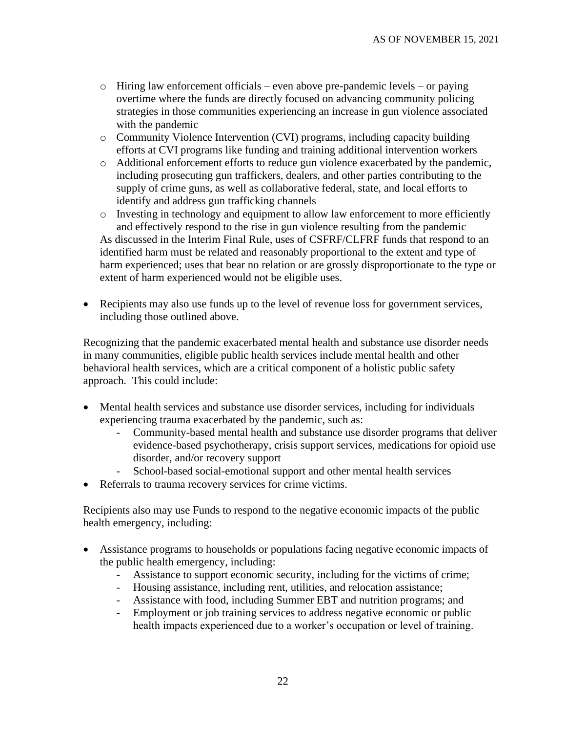- Hiring law enforcement officials – even above pre-pandemic levels – or paying overtime where the funds are directly focused on advancing community policing strategies in those communities experiencing an increase in gun violence associated with the pandemic
  - Community Violence Intervention (CVI) programs, including capacity building efforts at CVI programs like funding and training additional intervention workers
  - Additional enforcement efforts to reduce gun violence exacerbated by the pandemic, including prosecuting gun traffickers, dealers, and other parties contributing to the supply of crime guns, as well as collaborative federal, state, and local efforts to identify and address gun trafficking channels
  - Investing in technology and equipment to allow law enforcement to more efficiently and effectively respond to the rise in gun violence resulting from the pandemic

  As discussed in the Interim Final Rule, uses of CSFRF/CLFRF funds that respond to an identified harm must be related and reasonably proportional to the extent and type of harm experienced; uses that bear no relation or are grossly disproportionate to the type or extent of harm experienced would not be eligible uses.

- Recipients may also use funds up to the level of revenue loss for government services, including those outlined above.

Recognizing that the pandemic exacerbated mental health and substance use disorder needs in many communities, eligible public health services include mental health and other behavioral health services, which are a critical component of a holistic public safety approach. This could include:

- Mental health services and substance use disorder services, including for individuals experiencing trauma exacerbated by the pandemic, such as:
  - Community-based mental health and substance use disorder programs that deliver evidence-based psychotherapy, crisis support services, medications for opioid use disorder, and/or recovery support
  - School-based social-emotional support and other mental health services
- Referrals to trauma recovery services for crime victims.

Recipients also may use Funds to respond to the negative economic impacts of the public health emergency, including:

- Assistance programs to households or populations facing negative economic impacts of the public health emergency, including:
  - Assistance to support economic security, including for the victims of crime;
  - Housing assistance, including rent, utilities, and relocation assistance;
  - Assistance with food, including Summer EBT and nutrition programs; and
  - Employment or job training services to address negative economic or public health impacts experienced due to a worker's occupation or level of training.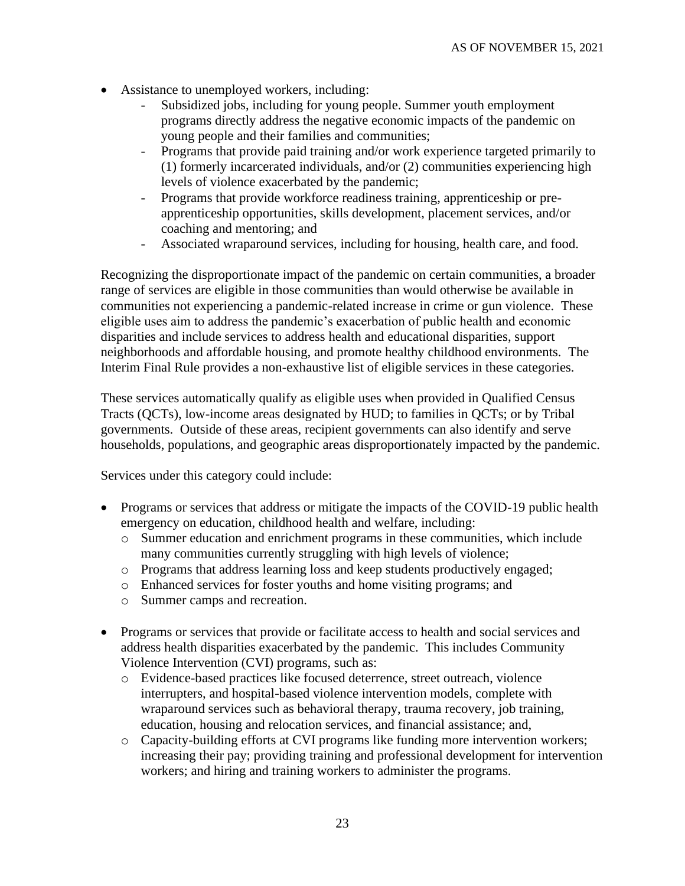- Assistance to unemployed workers, including:
  - Subsidized jobs, including for young people. Summer youth employment programs directly address the negative economic impacts of the pandemic on young people and their families and communities;
  - Programs that provide paid training and/or work experience targeted primarily to (1) formerly incarcerated individuals, and/or (2) communities experiencing high levels of violence exacerbated by the pandemic;
  - Programs that provide workforce readiness training, apprenticeship or pre-apprenticeship opportunities, skills development, placement services, and/or coaching and mentoring; and
  - Associated wraparound services, including for housing, health care, and food.

Recognizing the disproportionate impact of the pandemic on certain communities, a broader range of services are eligible in those communities than would otherwise be available in communities not experiencing a pandemic-related increase in crime or gun violence. These eligible uses aim to address the pandemic's exacerbation of public health and economic disparities and include services to address health and educational disparities, support neighborhoods and affordable housing, and promote healthy childhood environments. The Interim Final Rule provides a non-exhaustive list of eligible services in these categories.

These services automatically qualify as eligible uses when provided in Qualified Census Tracts (QCTs), low-income areas designated by HUD; to families in QCTs; or by Tribal governments. Outside of these areas, recipient governments can also identify and serve households, populations, and geographic areas disproportionately impacted by the pandemic.

Services under this category could include:

- Programs or services that address or mitigate the impacts of the COVID-19 public health emergency on education, childhood health and welfare, including:
  - Summer education and enrichment programs in these communities, which include many communities currently struggling with high levels of violence;
  - Programs that address learning loss and keep students productively engaged;
  - Enhanced services for foster youths and home visiting programs; and
  - Summer camps and recreation.

- Programs or services that provide or facilitate access to health and social services and address health disparities exacerbated by the pandemic. This includes Community Violence Intervention (CVI) programs, such as:
  - Evidence-based practices like focused deterrence, street outreach, violence interrupters, and hospital-based violence intervention models, complete with wraparound services such as behavioral therapy, trauma recovery, job training, education, housing and relocation services, and financial assistance; and,
  - Capacity-building efforts at CVI programs like funding more intervention workers; increasing their pay; providing training and professional development for intervention workers; and hiring and training workers to administer the programs.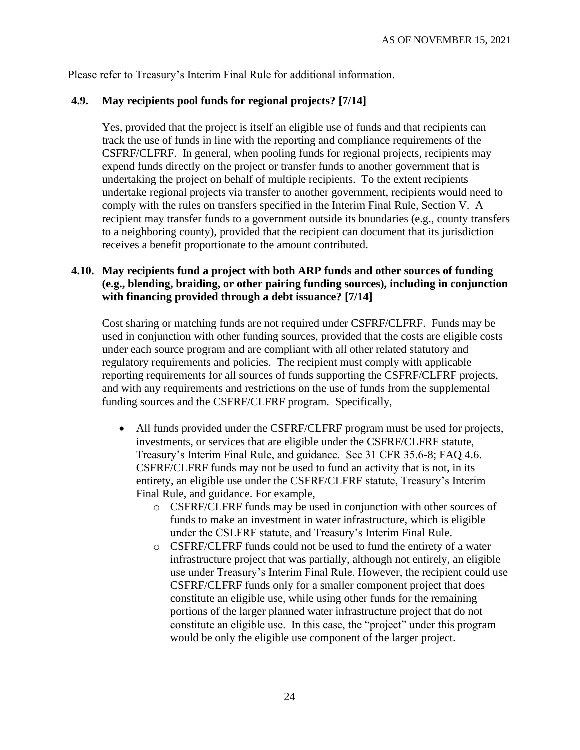Please refer to Treasury's Interim Final Rule for additional information.

### 4.9. May recipients pool funds for regional projects? [7/14]

Yes, provided that the project is itself an eligible use of funds and that recipients can track the use of funds in line with the reporting and compliance requirements of the CSFRF/CLFRF. In general, when pooling funds for regional projects, recipients may expend funds directly on the project or transfer funds to another government that is undertaking the project on behalf of multiple recipients. To the extent recipients undertake regional projects via transfer to another government, recipients would need to comply with the rules on transfers specified in the Interim Final Rule, Section V. A recipient may transfer funds to a government outside its boundaries (e.g., county transfers to a neighboring county), provided that the recipient can document that its jurisdiction receives a benefit proportionate to the amount contributed.

### 4.10. May recipients fund a project with both ARP funds and other sources of funding (e.g., blending, braiding, or other pairing funding sources), including in conjunction with financing provided through a debt issuance? [7/14]

Cost sharing or matching funds are not required under CSFRF/CLFRF. Funds may be used in conjunction with other funding sources, provided that the costs are eligible costs under each source program and are compliant with all other related statutory and regulatory requirements and policies. The recipient must comply with applicable reporting requirements for all sources of funds supporting the CSFRF/CLFRF projects, and with any requirements and restrictions on the use of funds from the supplemental funding sources and the CSFRF/CLFRF program. Specifically,

- All funds provided under the CSFRF/CLFRF program must be used for projects, investments, or services that are eligible under the CSFRF/CLFRF statute, Treasury's Interim Final Rule, and guidance. See 31 CFR 35.6-8; FAQ 4.6. CSFRF/CLFRF funds may not be used to fund an activity that is not, in its entirety, an eligible use under the CSFRF/CLFRF statute, Treasury's Interim Final Rule, and guidance. For example,
  - CSFRF/CLFRF funds may be used in conjunction with other sources of funds to make an investment in water infrastructure, which is eligible under the CSLFRF statute, and Treasury's Interim Final Rule.
  - CSFRF/CLFRF funds could not be used to fund the entirety of a water infrastructure project that was partially, although not entirely, an eligible use under Treasury's Interim Final Rule. However, the recipient could use CSFRF/CLFRF funds only for a smaller component project that does constitute an eligible use, while using other funds for the remaining portions of the larger planned water infrastructure project that do not constitute an eligible use. In this case, the "project" under this program would be only the eligible use component of the larger project.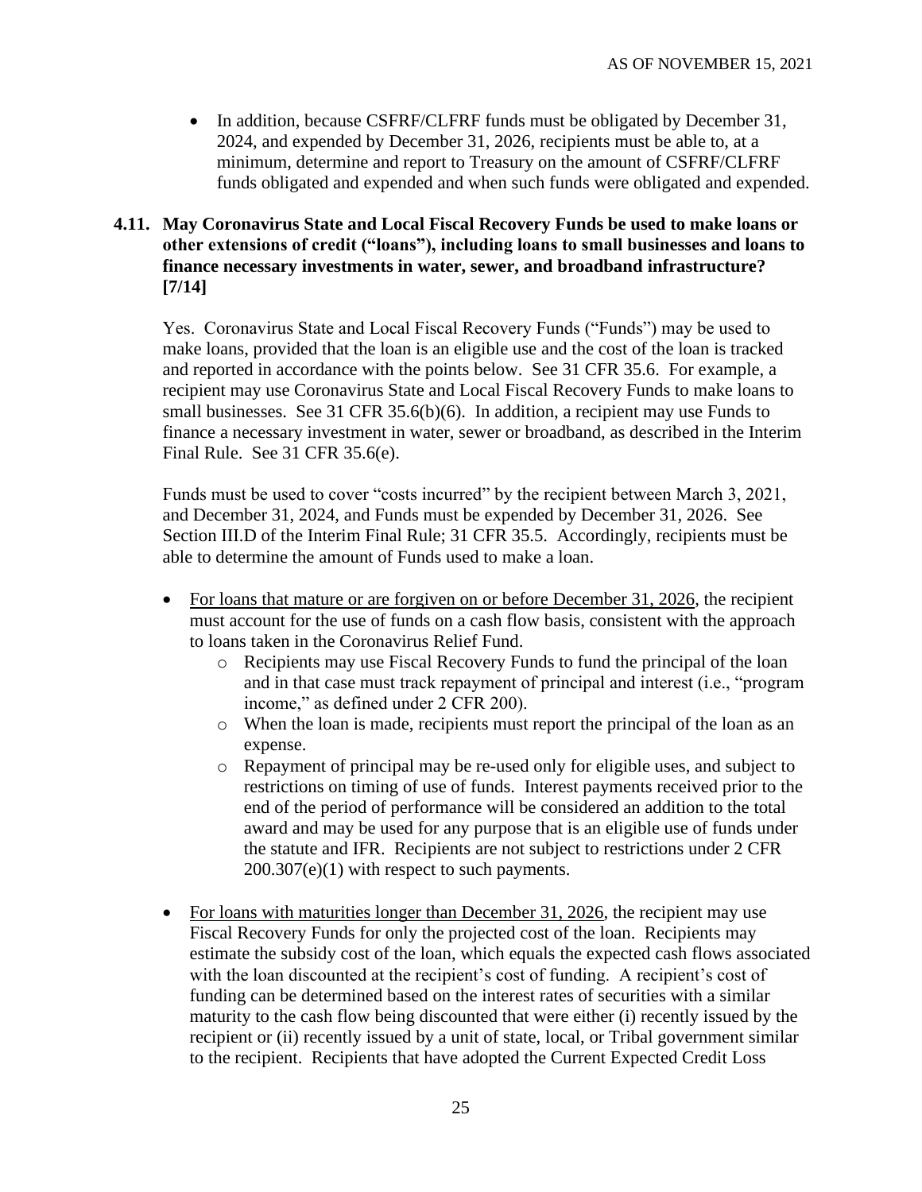- In addition, because CSFRF/CLFRF funds must be obligated by December 31, 2024, and expended by December 31, 2026, recipients must be able to, at a minimum, determine and report to Treasury on the amount of CSFRF/CLFRF funds obligated and expended and when such funds were obligated and expended.

### 4.11. May Coronavirus State and Local Fiscal Recovery Funds be used to make loans or other extensions of credit ("loans"), including loans to small businesses and loans to finance necessary investments in water, sewer, and broadband infrastructure? [7/14]

Yes. Coronavirus State and Local Fiscal Recovery Funds ("Funds") may be used to make loans, provided that the loan is an eligible use and the cost of the loan is tracked and reported in accordance with the points below. See 31 CFR 35.6. For example, a recipient may use Coronavirus State and Local Fiscal Recovery Funds to make loans to small businesses. See 31 CFR 35.6(b)(6). In addition, a recipient may use Funds to finance a necessary investment in water, sewer or broadband, as described in the Interim Final Rule. See 31 CFR 35.6(e).

Funds must be used to cover "costs incurred" by the recipient between March 3, 2021, and December 31, 2024, and Funds must be expended by December 31, 2026. See Section III.D of the Interim Final Rule; 31 CFR 35.5. Accordingly, recipients must be able to determine the amount of Funds used to make a loan.

- <u>For loans that mature or are forgiven on or before December 31, 2026</u>, the recipient must account for the use of funds on a cash flow basis, consistent with the approach to loans taken in the Coronavirus Relief Fund.
    - Recipients may use Fiscal Recovery Funds to fund the principal of the loan and in that case must track repayment of principal and interest (i.e., "program income," as defined under 2 CFR 200).
    - When the loan is made, recipients must report the principal of the loan as an expense.
    - Repayment of principal may be re-used only for eligible uses, and subject to restrictions on timing of use of funds. Interest payments received prior to the end of the period of performance will be considered an addition to the total award and may be used for any purpose that is an eligible use of funds under the statute and IFR. Recipients are not subject to restrictions under 2 CFR 200.307(e)(1) with respect to such payments.

- <u>For loans with maturities longer than December 31, 2026</u>, the recipient may use Fiscal Recovery Funds for only the projected cost of the loan. Recipients may estimate the subsidy cost of the loan, which equals the expected cash flows associated with the loan discounted at the recipient's cost of funding. A recipient's cost of funding can be determined based on the interest rates of securities with a similar maturity to the cash flow being discounted that were either (i) recently issued by the recipient or (ii) recently issued by a unit of state, local, or Tribal government similar to the recipient. Recipients that have adopted the Current Expected Credit Loss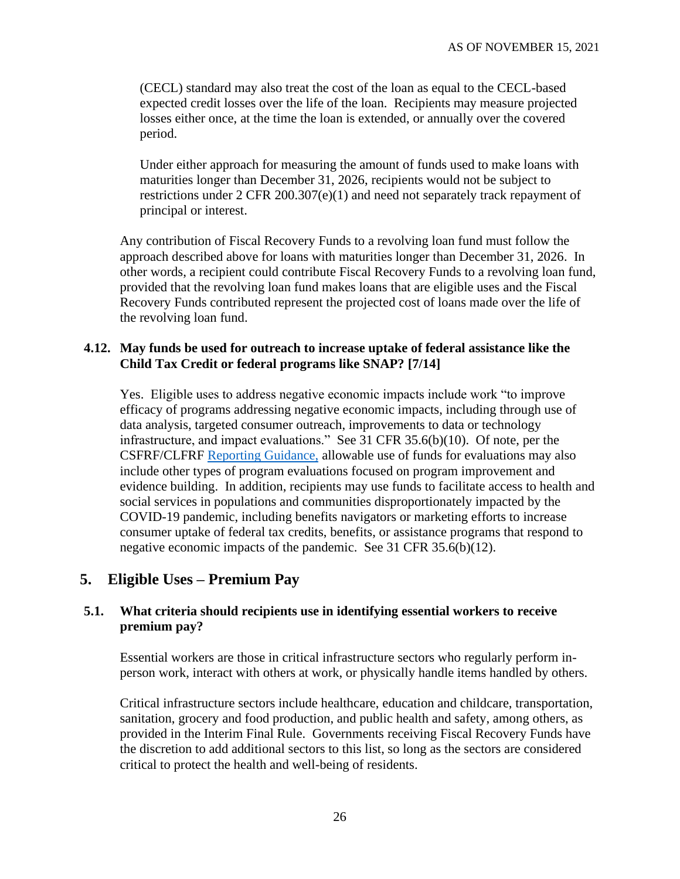(CECL) standard may also treat the cost of the loan as equal to the CECL-based expected credit losses over the life of the loan. Recipients may measure projected losses either once, at the time the loan is extended, or annually over the covered period.

Under either approach for measuring the amount of funds used to make loans with maturities longer than December 31, 2026, recipients would not be subject to restrictions under 2 CFR 200.307(e)(1) and need not separately track repayment of principal or interest.

Any contribution of Fiscal Recovery Funds to a revolving loan fund must follow the approach described above for loans with maturities longer than December 31, 2026. In other words, a recipient could contribute Fiscal Recovery Funds to a revolving loan fund, provided that the revolving loan fund makes loans that are eligible uses and the Fiscal Recovery Funds contributed represent the projected cost of loans made over the life of the revolving loan fund.

### 4.12. May funds be used for outreach to increase uptake of federal assistance like the Child Tax Credit or federal programs like SNAP? [7/14]

Yes. Eligible uses to address negative economic impacts include work "to improve efficacy of programs addressing negative economic impacts, including through use of data analysis, targeted consumer outreach, improvements to data or technology infrastructure, and impact evaluations." See 31 CFR 35.6(b)(10). Of note, per the CSFRF/CLFRF Reporting Guidance, allowable use of funds for evaluations may also include other types of program evaluations focused on program improvement and evidence building. In addition, recipients may use funds to facilitate access to health and social services in populations and communities disproportionately impacted by the COVID-19 pandemic, including benefits navigators or marketing efforts to increase consumer uptake of federal tax credits, benefits, or assistance programs that respond to negative economic impacts of the pandemic. See 31 CFR 35.6(b)(12).

## 5. Eligible Uses – Premium Pay

### 5.1. What criteria should recipients use in identifying essential workers to receive premium pay?

Essential workers are those in critical infrastructure sectors who regularly perform in-person work, interact with others at work, or physically handle items handled by others.

Critical infrastructure sectors include healthcare, education and childcare, transportation, sanitation, grocery and food production, and public health and safety, among others, as provided in the Interim Final Rule. Governments receiving Fiscal Recovery Funds have the discretion to add additional sectors to this list, so long as the sectors are considered critical to protect the health and well-being of residents.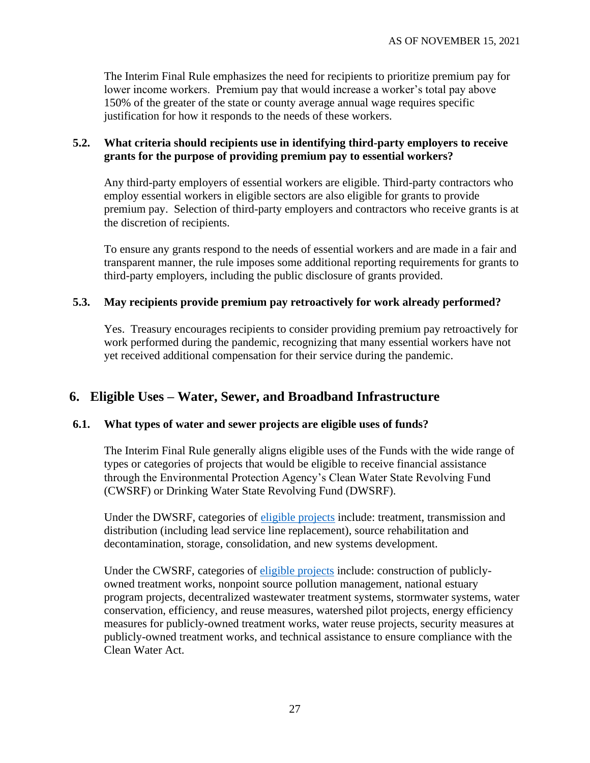The Interim Final Rule emphasizes the need for recipients to prioritize premium pay for lower income workers. Premium pay that would increase a worker's total pay above 150% of the greater of the state or county average annual wage requires specific justification for how it responds to the needs of these workers.

### 5.2. What criteria should recipients use in identifying third-party employers to receive grants for the purpose of providing premium pay to essential workers?

Any third-party employers of essential workers are eligible. Third-party contractors who employ essential workers in eligible sectors are also eligible for grants to provide premium pay. Selection of third-party employers and contractors who receive grants is at the discretion of recipients.

To ensure any grants respond to the needs of essential workers and are made in a fair and transparent manner, the rule imposes some additional reporting requirements for grants to third-party employers, including the public disclosure of grants provided.

### 5.3. May recipients provide premium pay retroactively for work already performed?

Yes. Treasury encourages recipients to consider providing premium pay retroactively for work performed during the pandemic, recognizing that many essential workers have not yet received additional compensation for their service during the pandemic.

## 6. Eligible Uses – Water, Sewer, and Broadband Infrastructure

### 6.1. What types of water and sewer projects are eligible uses of funds?

The Interim Final Rule generally aligns eligible uses of the Funds with the wide range of types or categories of projects that would be eligible to receive financial assistance through the Environmental Protection Agency's Clean Water State Revolving Fund (CWSRF) or Drinking Water State Revolving Fund (DWSRF).

Under the DWSRF, categories of eligible projects include: treatment, transmission and distribution (including lead service line replacement), source rehabilitation and decontamination, storage, consolidation, and new systems development.

Under the CWSRF, categories of eligible projects include: construction of publicly-owned treatment works, nonpoint source pollution management, national estuary program projects, decentralized wastewater treatment systems, stormwater systems, water conservation, efficiency, and reuse measures, watershed pilot projects, energy efficiency measures for publicly-owned treatment works, water reuse projects, security measures at publicly-owned treatment works, and technical assistance to ensure compliance with the Clean Water Act.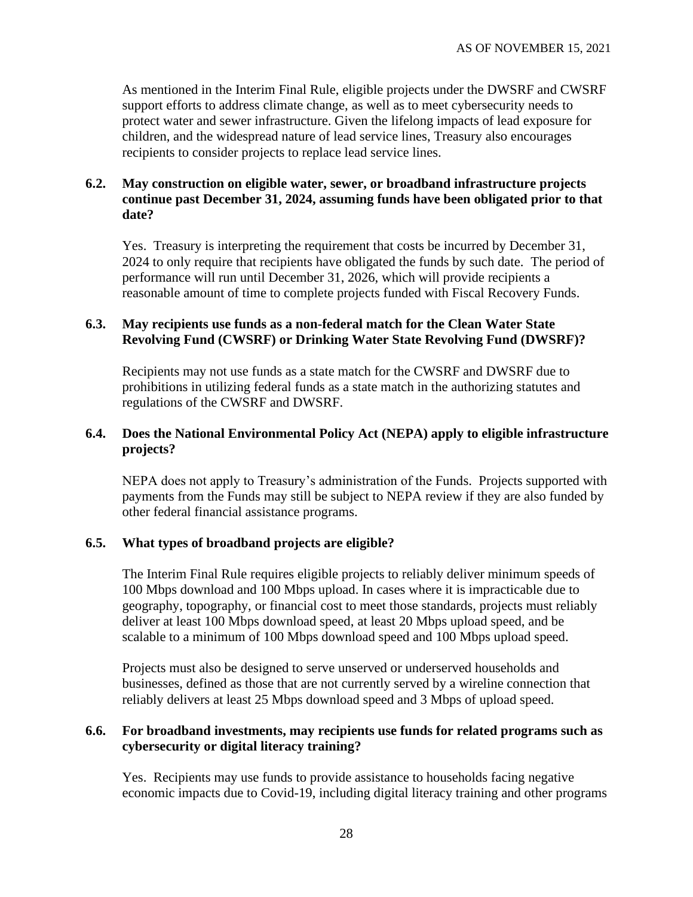As mentioned in the Interim Final Rule, eligible projects under the DWSRF and CWSRF support efforts to address climate change, as well as to meet cybersecurity needs to protect water and sewer infrastructure. Given the lifelong impacts of lead exposure for children, and the widespread nature of lead service lines, Treasury also encourages recipients to consider projects to replace lead service lines.

### 6.2. May construction on eligible water, sewer, or broadband infrastructure projects continue past December 31, 2024, assuming funds have been obligated prior to that date?

Yes. Treasury is interpreting the requirement that costs be incurred by December 31, 2024 to only require that recipients have obligated the funds by such date. The period of performance will run until December 31, 2026, which will provide recipients a reasonable amount of time to complete projects funded with Fiscal Recovery Funds.

### 6.3. May recipients use funds as a non-federal match for the Clean Water State Revolving Fund (CWSRF) or Drinking Water State Revolving Fund (DWSRF)?

Recipients may not use funds as a state match for the CWSRF and DWSRF due to prohibitions in utilizing federal funds as a state match in the authorizing statutes and regulations of the CWSRF and DWSRF.

### 6.4. Does the National Environmental Policy Act (NEPA) apply to eligible infrastructure projects?

NEPA does not apply to Treasury's administration of the Funds. Projects supported with payments from the Funds may still be subject to NEPA review if they are also funded by other federal financial assistance programs.

### 6.5. What types of broadband projects are eligible?

The Interim Final Rule requires eligible projects to reliably deliver minimum speeds of 100 Mbps download and 100 Mbps upload. In cases where it is impracticable due to geography, topography, or financial cost to meet those standards, projects must reliably deliver at least 100 Mbps download speed, at least 20 Mbps upload speed, and be scalable to a minimum of 100 Mbps download speed and 100 Mbps upload speed.

Projects must also be designed to serve unserved or underserved households and businesses, defined as those that are not currently served by a wireline connection that reliably delivers at least 25 Mbps download speed and 3 Mbps of upload speed.

### 6.6. For broadband investments, may recipients use funds for related programs such as cybersecurity or digital literacy training?

Yes. Recipients may use funds to provide assistance to households facing negative economic impacts due to Covid-19, including digital literacy training and other programs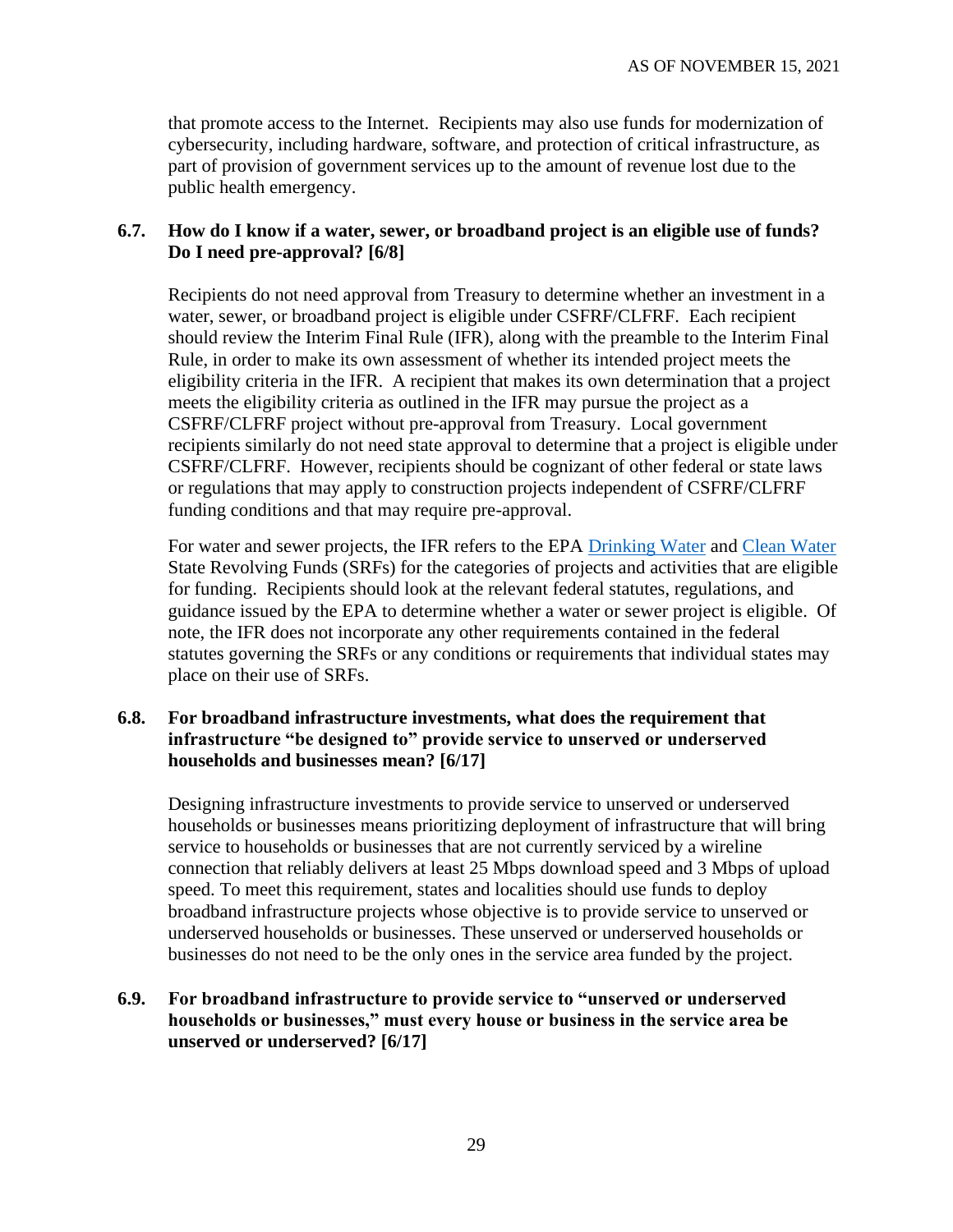that promote access to the Internet. Recipients may also use funds for modernization of cybersecurity, including hardware, software, and protection of critical infrastructure, as part of provision of government services up to the amount of revenue lost due to the public health emergency.

### 6.7. How do I know if a water, sewer, or broadband project is an eligible use of funds? Do I need pre-approval? [6/8]

Recipients do not need approval from Treasury to determine whether an investment in a water, sewer, or broadband project is eligible under CSFRF/CLFRF. Each recipient should review the Interim Final Rule (IFR), along with the preamble to the Interim Final Rule, in order to make its own assessment of whether its intended project meets the eligibility criteria in the IFR. A recipient that makes its own determination that a project meets the eligibility criteria as outlined in the IFR may pursue the project as a CSFRF/CLFRF project without pre-approval from Treasury. Local government recipients similarly do not need state approval to determine that a project is eligible under CSFRF/CLFRF. However, recipients should be cognizant of other federal or state laws or regulations that may apply to construction projects independent of CSFRF/CLFRF funding conditions and that may require pre-approval.

For water and sewer projects, the IFR refers to the EPA Drinking Water and Clean Water State Revolving Funds (SRFs) for the categories of projects and activities that are eligible for funding. Recipients should look at the relevant federal statutes, regulations, and guidance issued by the EPA to determine whether a water or sewer project is eligible. Of note, the IFR does not incorporate any other requirements contained in the federal statutes governing the SRFs or any conditions or requirements that individual states may place on their use of SRFs.

### 6.8. For broadband infrastructure investments, what does the requirement that infrastructure "be designed to" provide service to unserved or underserved households and businesses mean? [6/17]

Designing infrastructure investments to provide service to unserved or underserved households or businesses means prioritizing deployment of infrastructure that will bring service to households or businesses that are not currently serviced by a wireline connection that reliably delivers at least 25 Mbps download speed and 3 Mbps of upload speed. To meet this requirement, states and localities should use funds to deploy broadband infrastructure projects whose objective is to provide service to unserved or underserved households or businesses. These unserved or underserved households or businesses do not need to be the only ones in the service area funded by the project.

### 6.9. For broadband infrastructure to provide service to "unserved or underserved households or businesses," must every house or business in the service area be unserved or underserved? [6/17]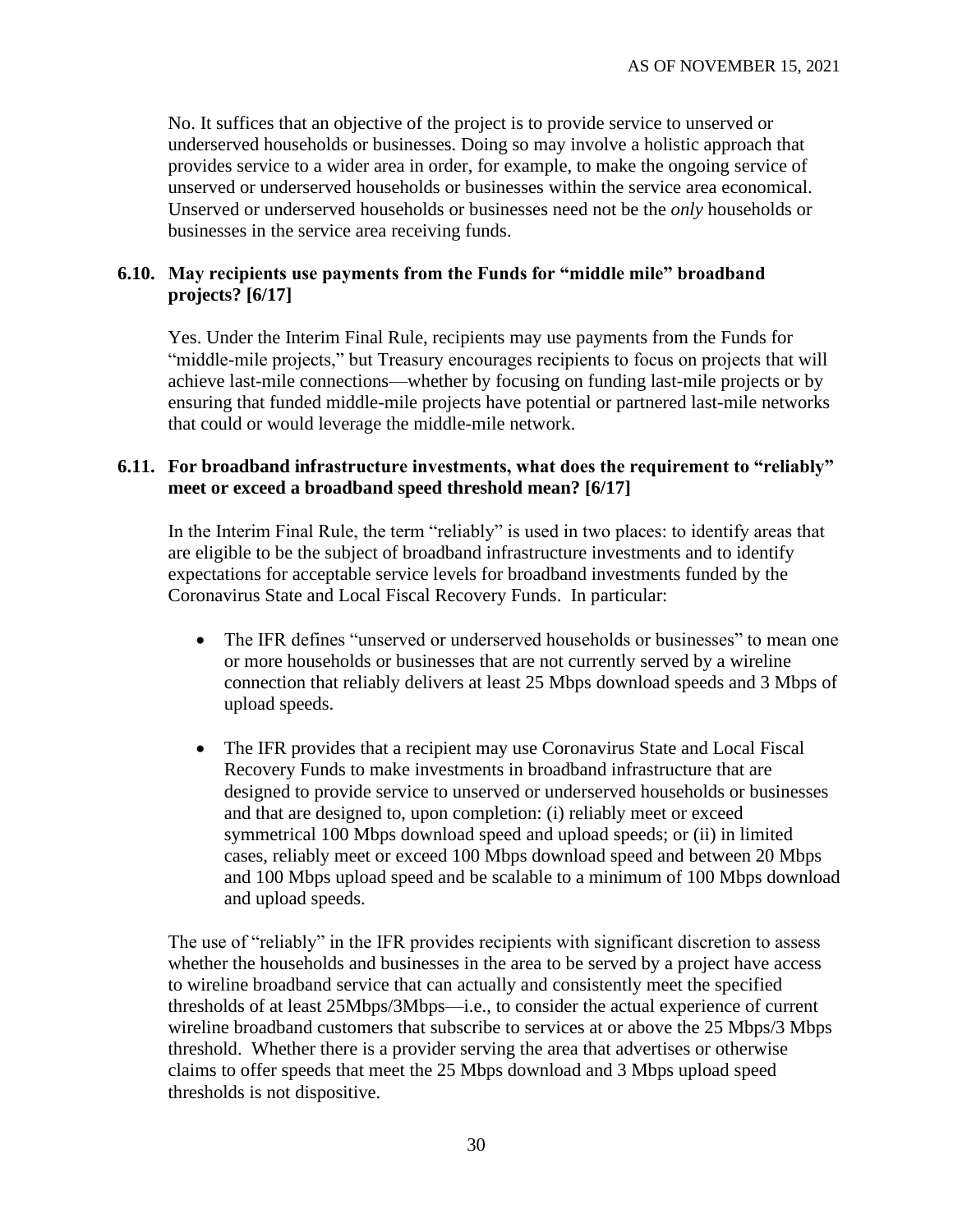No. It suffices that an objective of the project is to provide service to unserved or underserved households or businesses. Doing so may involve a holistic approach that provides service to a wider area in order, for example, to make the ongoing service of unserved or underserved households or businesses within the service area economical. Unserved or underserved households or businesses need not be the *only* households or businesses in the service area receiving funds.

### 6.10. May recipients use payments from the Funds for "middle mile" broadband projects? [6/17]

Yes. Under the Interim Final Rule, recipients may use payments from the Funds for "middle-mile projects," but Treasury encourages recipients to focus on projects that will achieve last-mile connections—whether by focusing on funding last-mile projects or by ensuring that funded middle-mile projects have potential or partnered last-mile networks that could or would leverage the middle-mile network.

### 6.11. For broadband infrastructure investments, what does the requirement to "reliably" meet or exceed a broadband speed threshold mean? [6/17]

In the Interim Final Rule, the term "reliably" is used in two places: to identify areas that are eligible to be the subject of broadband infrastructure investments and to identify expectations for acceptable service levels for broadband investments funded by the Coronavirus State and Local Fiscal Recovery Funds. In particular:

- The IFR defines "unserved or underserved households or businesses" to mean one or more households or businesses that are not currently served by a wireline connection that reliably delivers at least 25 Mbps download speeds and 3 Mbps of upload speeds.
- The IFR provides that a recipient may use Coronavirus State and Local Fiscal Recovery Funds to make investments in broadband infrastructure that are designed to provide service to unserved or underserved households or businesses and that are designed to, upon completion: (i) reliably meet or exceed symmetrical 100 Mbps download speed and upload speeds; or (ii) in limited cases, reliably meet or exceed 100 Mbps download speed and between 20 Mbps and 100 Mbps upload speed and be scalable to a minimum of 100 Mbps download and upload speeds.

The use of "reliably" in the IFR provides recipients with significant discretion to assess whether the households and businesses in the area to be served by a project have access to wireline broadband service that can actually and consistently meet the specified thresholds of at least 25Mbps/3Mbps—i.e., to consider the actual experience of current wireline broadband customers that subscribe to services at or above the 25 Mbps/3 Mbps threshold. Whether there is a provider serving the area that advertises or otherwise claims to offer speeds that meet the 25 Mbps download and 3 Mbps upload speed thresholds is not dispositive.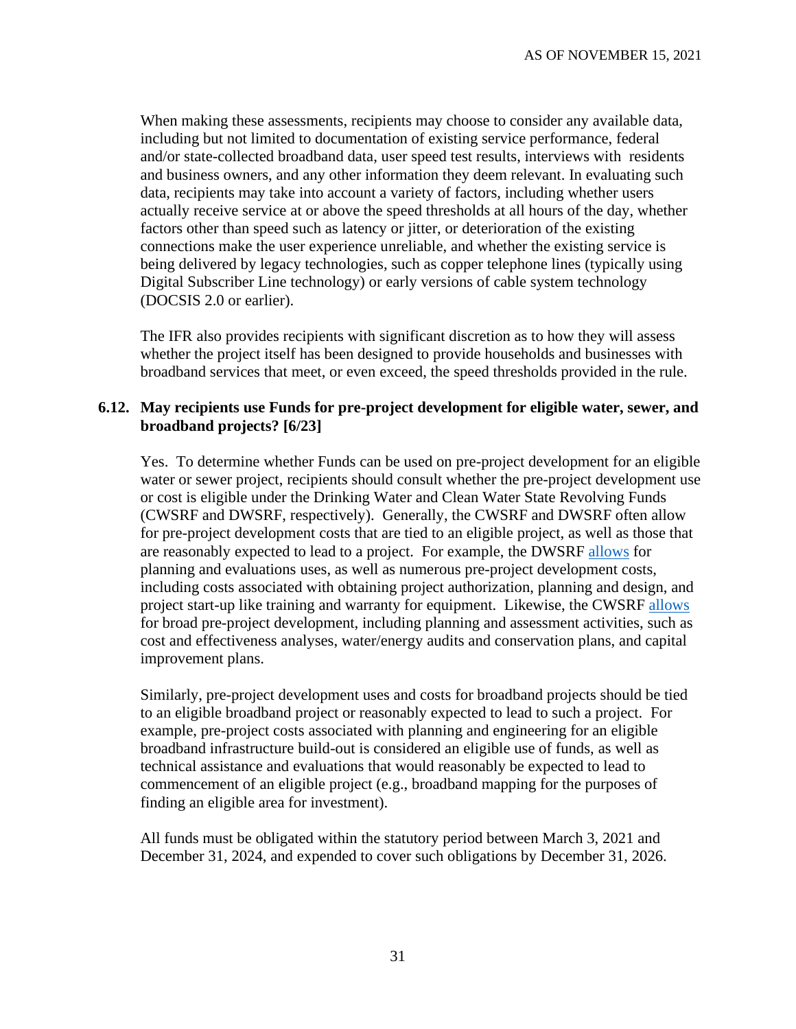When making these assessments, recipients may choose to consider any available data, including but not limited to documentation of existing service performance, federal and/or state-collected broadband data, user speed test results, interviews with residents and business owners, and any other information they deem relevant. In evaluating such data, recipients may take into account a variety of factors, including whether users actually receive service at or above the speed thresholds at all hours of the day, whether factors other than speed such as latency or jitter, or deterioration of the existing connections make the user experience unreliable, and whether the existing service is being delivered by legacy technologies, such as copper telephone lines (typically using Digital Subscriber Line technology) or early versions of cable system technology (DOCSIS 2.0 or earlier).

The IFR also provides recipients with significant discretion as to how they will assess whether the project itself has been designed to provide households and businesses with broadband services that meet, or even exceed, the speed thresholds provided in the rule.

### 6.12. May recipients use Funds for pre-project development for eligible water, sewer, and broadband projects? [6/23]

Yes. To determine whether Funds can be used on pre-project development for an eligible water or sewer project, recipients should consult whether the pre-project development use or cost is eligible under the Drinking Water and Clean Water State Revolving Funds (CWSRF and DWSRF, respectively). Generally, the CWSRF and DWSRF often allow for pre-project development costs that are tied to an eligible project, as well as those that are reasonably expected to lead to a project. For example, the DWSRF allows for planning and evaluations uses, as well as numerous pre-project development costs, including costs associated with obtaining project authorization, planning and design, and project start-up like training and warranty for equipment. Likewise, the CWSRF allows for broad pre-project development, including planning and assessment activities, such as cost and effectiveness analyses, water/energy audits and conservation plans, and capital improvement plans.

Similarly, pre-project development uses and costs for broadband projects should be tied to an eligible broadband project or reasonably expected to lead to such a project. For example, pre-project costs associated with planning and engineering for an eligible broadband infrastructure build-out is considered an eligible use of funds, as well as technical assistance and evaluations that would reasonably be expected to lead to commencement of an eligible project (e.g., broadband mapping for the purposes of finding an eligible area for investment).

All funds must be obligated within the statutory period between March 3, 2021 and December 31, 2024, and expended to cover such obligations by December 31, 2026.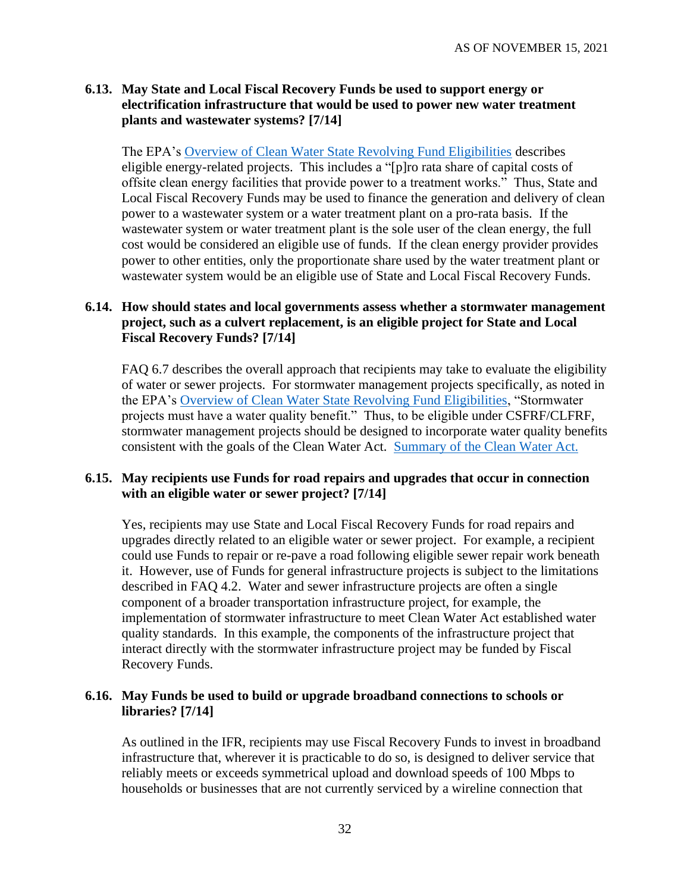### 6.13. May State and Local Fiscal Recovery Funds be used to support energy or electrification infrastructure that would be used to power new water treatment plants and wastewater systems? [7/14]

The EPA's [Overview of Clean Water State Revolving Fund Eligibilities](#) describes eligible energy-related projects. This includes a "[p]ro rata share of capital costs of offsite clean energy facilities that provide power to a treatment works." Thus, State and Local Fiscal Recovery Funds may be used to finance the generation and delivery of clean power to a wastewater system or a water treatment plant on a pro-rata basis. If the wastewater system or water treatment plant is the sole user of the clean energy, the full cost would be considered an eligible use of funds. If the clean energy provider provides power to other entities, only the proportionate share used by the water treatment plant or wastewater system would be an eligible use of State and Local Fiscal Recovery Funds.

### 6.14. How should states and local governments assess whether a stormwater management project, such as a culvert replacement, is an eligible project for State and Local Fiscal Recovery Funds? [7/14]

FAQ 6.7 describes the overall approach that recipients may take to evaluate the eligibility of water or sewer projects. For stormwater management projects specifically, as noted in the EPA's [Overview of Clean Water State Revolving Fund Eligibilities](#), "Stormwater projects must have a water quality benefit." Thus, to be eligible under CSFRF/CLFRF, stormwater management projects should be designed to incorporate water quality benefits consistent with the goals of the Clean Water Act. [Summary of the Clean Water Act.](#)

### 6.15. May recipients use Funds for road repairs and upgrades that occur in connection with an eligible water or sewer project? [7/14]

Yes, recipients may use State and Local Fiscal Recovery Funds for road repairs and upgrades directly related to an eligible water or sewer project. For example, a recipient could use Funds to repair or re-pave a road following eligible sewer repair work beneath it. However, use of Funds for general infrastructure projects is subject to the limitations described in FAQ 4.2. Water and sewer infrastructure projects are often a single component of a broader transportation infrastructure project, for example, the implementation of stormwater infrastructure to meet Clean Water Act established water quality standards. In this example, the components of the infrastructure project that interact directly with the stormwater infrastructure project may be funded by Fiscal Recovery Funds.

### 6.16. May Funds be used to build or upgrade broadband connections to schools or libraries? [7/14]

As outlined in the IFR, recipients may use Fiscal Recovery Funds to invest in broadband infrastructure that, wherever it is practicable to do so, is designed to deliver service that reliably meets or exceeds symmetrical upload and download speeds of 100 Mbps to households or businesses that are not currently serviced by a wireline connection that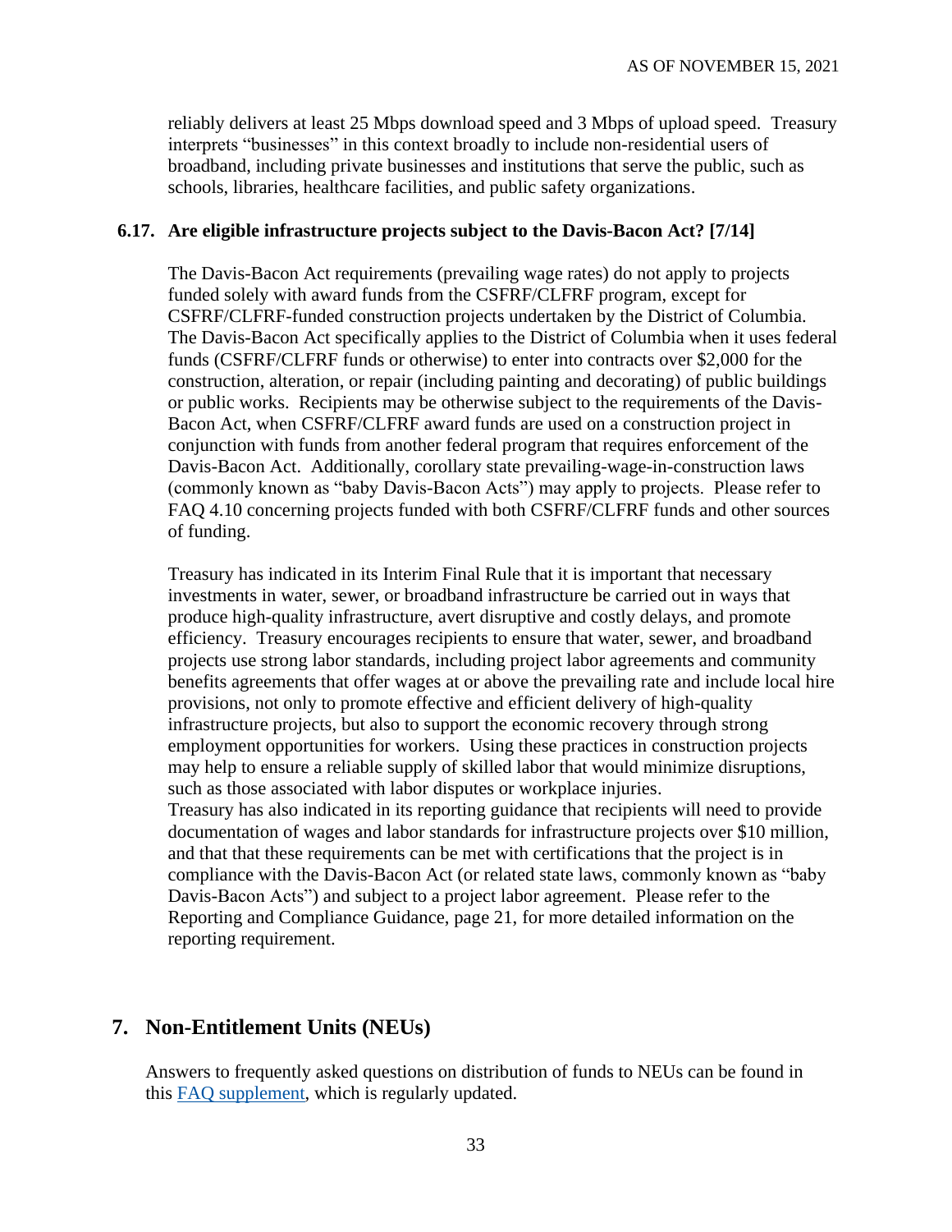reliably delivers at least 25 Mbps download speed and 3 Mbps of upload speed. Treasury interprets "businesses" in this context broadly to include non-residential users of broadband, including private businesses and institutions that serve the public, such as schools, libraries, healthcare facilities, and public safety organizations.

### 6.17. Are eligible infrastructure projects subject to the Davis-Bacon Act? [7/14]

The Davis-Bacon Act requirements (prevailing wage rates) do not apply to projects funded solely with award funds from the CSFRF/CLFRF program, except for CSFRF/CLFRF-funded construction projects undertaken by the District of Columbia. The Davis-Bacon Act specifically applies to the District of Columbia when it uses federal funds (CSFRF/CLFRF funds or otherwise) to enter into contracts over $2,000 for the construction, alteration, or repair (including painting and decorating) of public buildings or public works. Recipients may be otherwise subject to the requirements of the Davis-Bacon Act, when CSFRF/CLFRF award funds are used on a construction project in conjunction with funds from another federal program that requires enforcement of the Davis-Bacon Act. Additionally, corollary state prevailing-wage-in-construction laws (commonly known as "baby Davis-Bacon Acts") may apply to projects. Please refer to FAQ 4.10 concerning projects funded with both CSFRF/CLFRF funds and other sources of funding.

Treasury has indicated in its Interim Final Rule that it is important that necessary investments in water, sewer, or broadband infrastructure be carried out in ways that produce high-quality infrastructure, avert disruptive and costly delays, and promote efficiency. Treasury encourages recipients to ensure that water, sewer, and broadband projects use strong labor standards, including project labor agreements and community benefits agreements that offer wages at or above the prevailing rate and include local hire provisions, not only to promote effective and efficient delivery of high-quality infrastructure projects, but also to support the economic recovery through strong employment opportunities for workers. Using these practices in construction projects may help to ensure a reliable supply of skilled labor that would minimize disruptions, such as those associated with labor disputes or workplace injuries.

Treasury has also indicated in its reporting guidance that recipients will need to provide documentation of wages and labor standards for infrastructure projects over $10 million, and that that these requirements can be met with certifications that the project is in compliance with the Davis-Bacon Act (or related state laws, commonly known as "baby Davis-Bacon Acts") and subject to a project labor agreement. Please refer to the Reporting and Compliance Guidance, page 21, for more detailed information on the reporting requirement.

## 7. Non-Entitlement Units (NEUs)

Answers to frequently asked questions on distribution of funds to NEUs can be found in this FAQ supplement, which is regularly updated.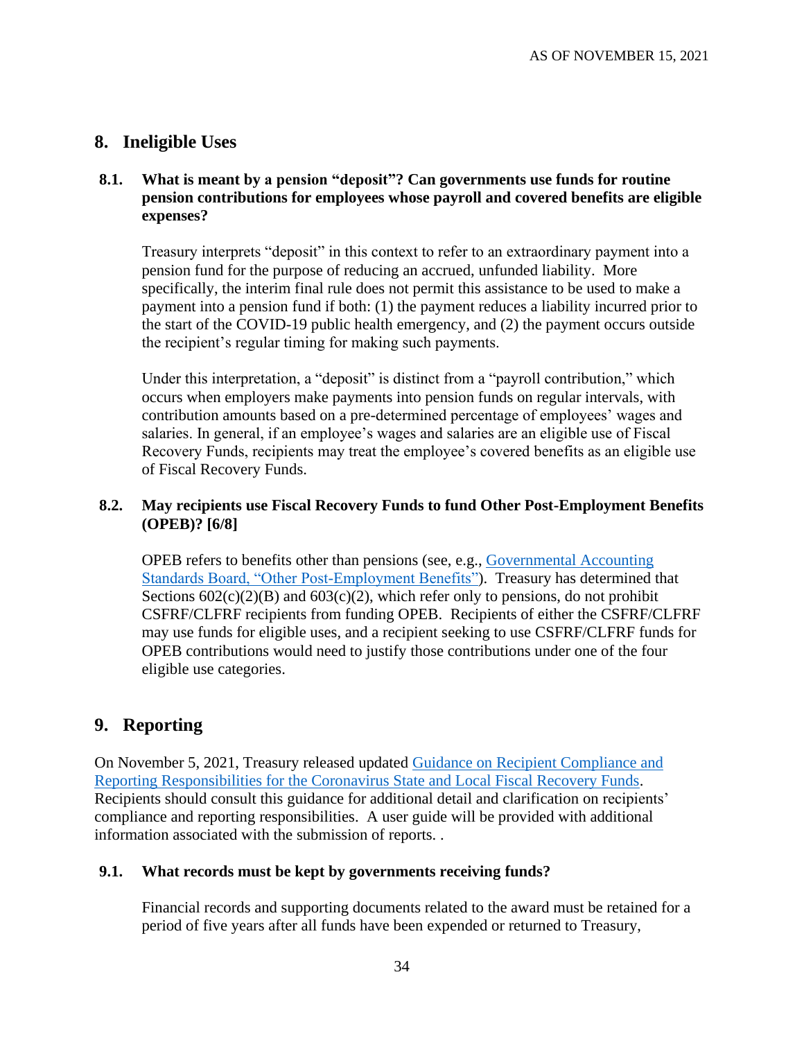## 8. Ineligible Uses

### 8.1. What is meant by a pension "deposit"? Can governments use funds for routine pension contributions for employees whose payroll and covered benefits are eligible expenses?

Treasury interprets "deposit" in this context to refer to an extraordinary payment into a pension fund for the purpose of reducing an accrued, unfunded liability. More specifically, the interim final rule does not permit this assistance to be used to make a payment into a pension fund if both: (1) the payment reduces a liability incurred prior to the start of the COVID-19 public health emergency, and (2) the payment occurs outside the recipient's regular timing for making such payments.

Under this interpretation, a "deposit" is distinct from a "payroll contribution," which occurs when employers make payments into pension funds on regular intervals, with contribution amounts based on a pre-determined percentage of employees' wages and salaries. In general, if an employee's wages and salaries are an eligible use of Fiscal Recovery Funds, recipients may treat the employee's covered benefits as an eligible use of Fiscal Recovery Funds.

### 8.2. May recipients use Fiscal Recovery Funds to fund Other Post-Employment Benefits (OPEB)? [6/8]

OPEB refers to benefits other than pensions (see, e.g., Governmental Accounting Standards Board, "Other Post-Employment Benefits"). Treasury has determined that Sections 602(c)(2)(B) and 603(c)(2), which refer only to pensions, do not prohibit CSFRF/CLFRF recipients from funding OPEB. Recipients of either the CSFRF/CLFRF may use funds for eligible uses, and a recipient seeking to use CSFRF/CLFRF funds for OPEB contributions would need to justify those contributions under one of the four eligible use categories.

## 9. Reporting

On November 5, 2021, Treasury released updated Guidance on Recipient Compliance and Reporting Responsibilities for the Coronavirus State and Local Fiscal Recovery Funds. Recipients should consult this guidance for additional detail and clarification on recipients' compliance and reporting responsibilities. A user guide will be provided with additional information associated with the submission of reports. .

### 9.1. What records must be kept by governments receiving funds?

Financial records and supporting documents related to the award must be retained for a period of five years after all funds have been expended or returned to Treasury,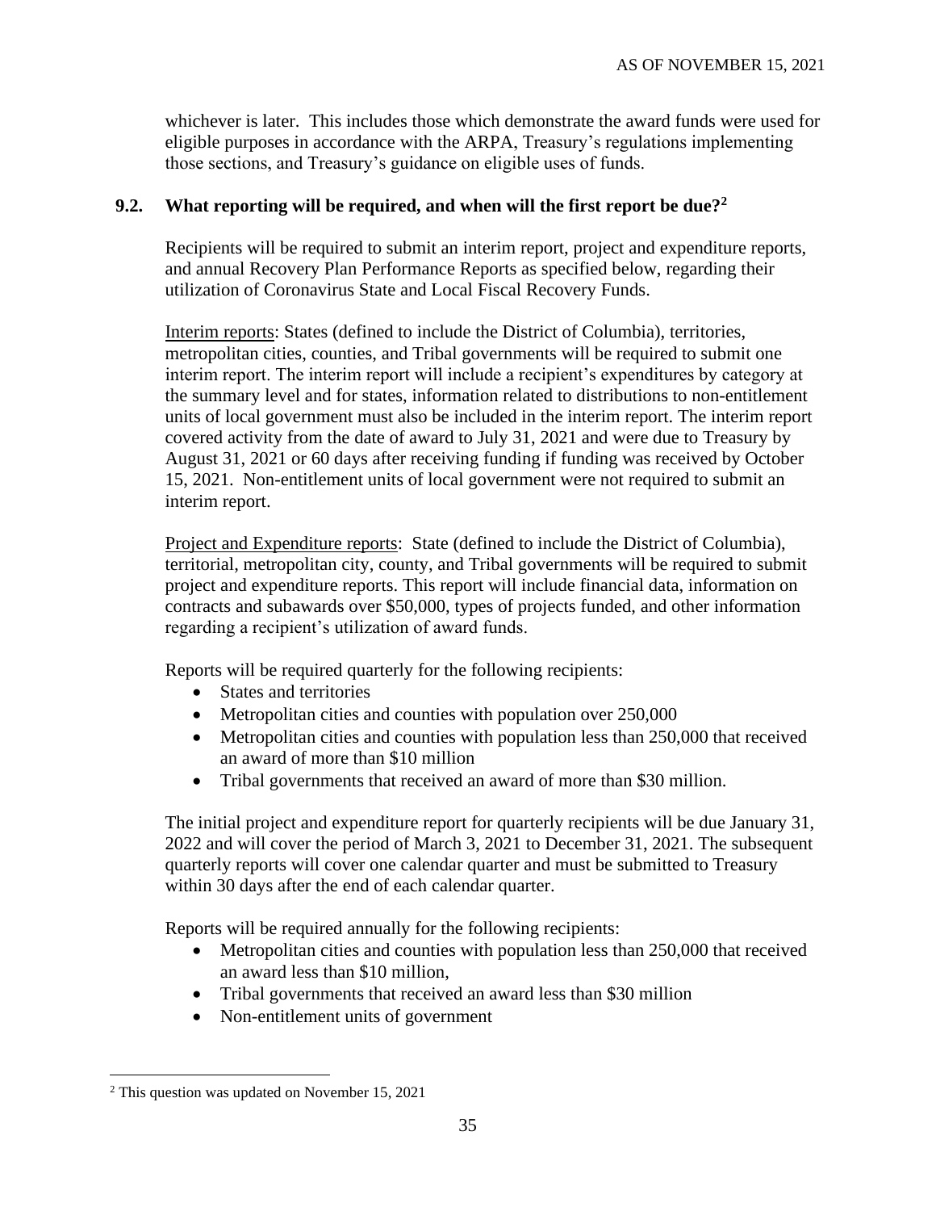whichever is later. This includes those which demonstrate the award funds were used for eligible purposes in accordance with the ARPA, Treasury's regulations implementing those sections, and Treasury's guidance on eligible uses of funds.

### 9.2. What reporting will be required, and when will the first report be due?[2]

Recipients will be required to submit an interim report, project and expenditure reports, and annual Recovery Plan Performance Reports as specified below, regarding their utilization of Coronavirus State and Local Fiscal Recovery Funds.

Interim reports: States (defined to include the District of Columbia), territories, metropolitan cities, counties, and Tribal governments will be required to submit one interim report. The interim report will include a recipient's expenditures by category at the summary level and for states, information related to distributions to non-entitlement units of local government must also be included in the interim report. The interim report covered activity from the date of award to July 31, 2021 and were due to Treasury by August 31, 2021 or 60 days after receiving funding if funding was received by October 15, 2021. Non-entitlement units of local government were not required to submit an interim report.

Project and Expenditure reports: State (defined to include the District of Columbia), territorial, metropolitan city, county, and Tribal governments will be required to submit project and expenditure reports. This report will include financial data, information on contracts and subawards over $50,000, types of projects funded, and other information regarding a recipient's utilization of award funds.

Reports will be required quarterly for the following recipients:

- States and territories
- Metropolitan cities and counties with population over 250,000
- Metropolitan cities and counties with population less than 250,000 that received an award of more than $10 million
- Tribal governments that received an award of more than $30 million.

The initial project and expenditure report for quarterly recipients will be due January 31, 2022 and will cover the period of March 3, 2021 to December 31, 2021. The subsequent quarterly reports will cover one calendar quarter and must be submitted to Treasury within 30 days after the end of each calendar quarter.

Reports will be required annually for the following recipients:

- Metropolitan cities and counties with population less than 250,000 that received an award less than $10 million,
- Tribal governments that received an award less than $30 million
- Non-entitlement units of government

---

[2] This question was updated on November 15, 2021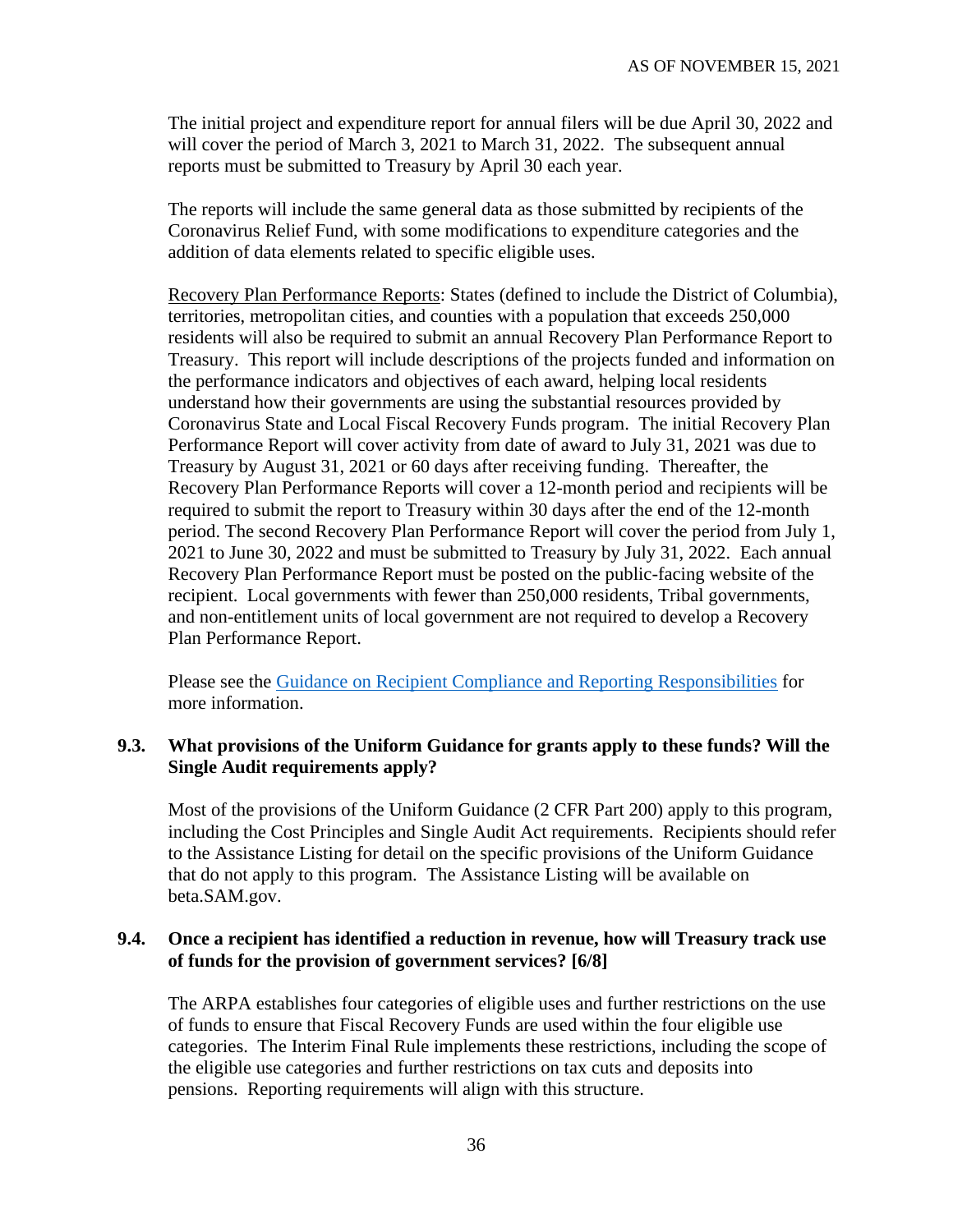The initial project and expenditure report for annual filers will be due April 30, 2022 and will cover the period of March 3, 2021 to March 31, 2022. The subsequent annual reports must be submitted to Treasury by April 30 each year.

The reports will include the same general data as those submitted by recipients of the Coronavirus Relief Fund, with some modifications to expenditure categories and the addition of data elements related to specific eligible uses.

Recovery Plan Performance Reports: States (defined to include the District of Columbia), territories, metropolitan cities, and counties with a population that exceeds 250,000 residents will also be required to submit an annual Recovery Plan Performance Report to Treasury. This report will include descriptions of the projects funded and information on the performance indicators and objectives of each award, helping local residents understand how their governments are using the substantial resources provided by Coronavirus State and Local Fiscal Recovery Funds program. The initial Recovery Plan Performance Report will cover activity from date of award to July 31, 2021 was due to Treasury by August 31, 2021 or 60 days after receiving funding. Thereafter, the Recovery Plan Performance Reports will cover a 12-month period and recipients will be required to submit the report to Treasury within 30 days after the end of the 12-month period. The second Recovery Plan Performance Report will cover the period from July 1, 2021 to June 30, 2022 and must be submitted to Treasury by July 31, 2022. Each annual Recovery Plan Performance Report must be posted on the public-facing website of the recipient. Local governments with fewer than 250,000 residents, Tribal governments, and non-entitlement units of local government are not required to develop a Recovery Plan Performance Report.

Please see the Guidance on Recipient Compliance and Reporting Responsibilities for more information.

### 9.3. What provisions of the Uniform Guidance for grants apply to these funds? Will the Single Audit requirements apply?

Most of the provisions of the Uniform Guidance (2 CFR Part 200) apply to this program, including the Cost Principles and Single Audit Act requirements. Recipients should refer to the Assistance Listing for detail on the specific provisions of the Uniform Guidance that do not apply to this program. The Assistance Listing will be available on beta.SAM.gov.

### 9.4. Once a recipient has identified a reduction in revenue, how will Treasury track use of funds for the provision of government services? [6/8]

The ARPA establishes four categories of eligible uses and further restrictions on the use of funds to ensure that Fiscal Recovery Funds are used within the four eligible use categories. The Interim Final Rule implements these restrictions, including the scope of the eligible use categories and further restrictions on tax cuts and deposits into pensions. Reporting requirements will align with this structure.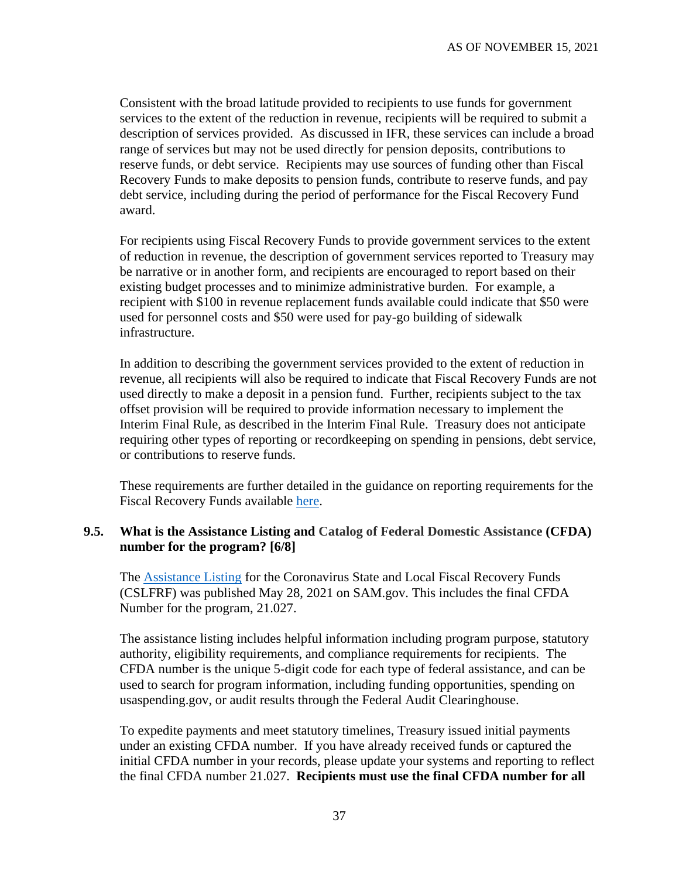Consistent with the broad latitude provided to recipients to use funds for government services to the extent of the reduction in revenue, recipients will be required to submit a description of services provided. As discussed in IFR, these services can include a broad range of services but may not be used directly for pension deposits, contributions to reserve funds, or debt service. Recipients may use sources of funding other than Fiscal Recovery Funds to make deposits to pension funds, contribute to reserve funds, and pay debt service, including during the period of performance for the Fiscal Recovery Fund award.

For recipients using Fiscal Recovery Funds to provide government services to the extent of reduction in revenue, the description of government services reported to Treasury may be narrative or in another form, and recipients are encouraged to report based on their existing budget processes and to minimize administrative burden. For example, a recipient with $100 in revenue replacement funds available could indicate that $50 were used for personnel costs and $50 were used for pay-go building of sidewalk infrastructure.

In addition to describing the government services provided to the extent of reduction in revenue, all recipients will also be required to indicate that Fiscal Recovery Funds are not used directly to make a deposit in a pension fund. Further, recipients subject to the tax offset provision will be required to provide information necessary to implement the Interim Final Rule, as described in the Interim Final Rule. Treasury does not anticipate requiring other types of reporting or recordkeeping on spending in pensions, debt service, or contributions to reserve funds.

These requirements are further detailed in the guidance on reporting requirements for the Fiscal Recovery Funds available here.

### 9.5. What is the Assistance Listing and Catalog of Federal Domestic Assistance (CFDA) number for the program? [6/8]

The Assistance Listing for the Coronavirus State and Local Fiscal Recovery Funds (CSLFRF) was published May 28, 2021 on SAM.gov. This includes the final CFDA Number for the program, 21.027.

The assistance listing includes helpful information including program purpose, statutory authority, eligibility requirements, and compliance requirements for recipients. The CFDA number is the unique 5-digit code for each type of federal assistance, and can be used to search for program information, including funding opportunities, spending on usaspending.gov, or audit results through the Federal Audit Clearinghouse.

To expedite payments and meet statutory timelines, Treasury issued initial payments under an existing CFDA number. If you have already received funds or captured the initial CFDA number in your records, please update your systems and reporting to reflect the final CFDA number 21.027. **Recipients must use the final CFDA number for all**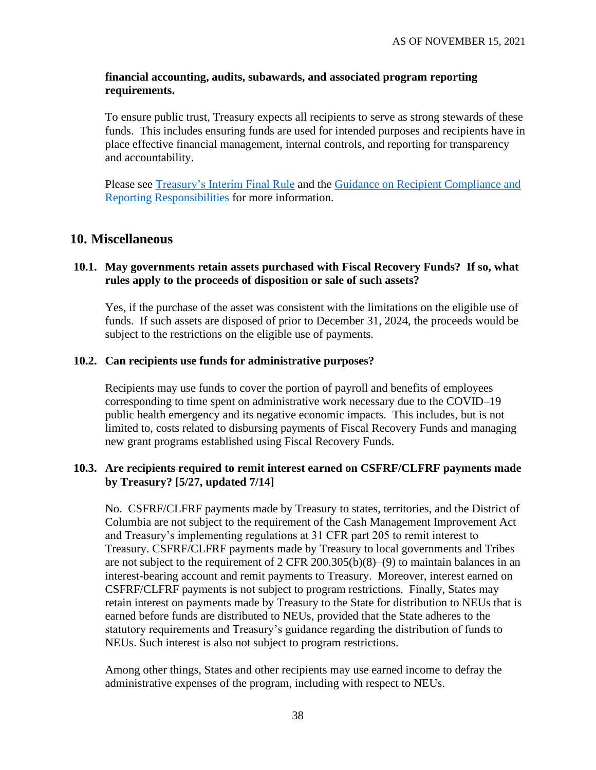**financial accounting, audits, subawards, and associated program reporting requirements.**

To ensure public trust, Treasury expects all recipients to serve as strong stewards of these funds. This includes ensuring funds are used for intended purposes and recipients have in place effective financial management, internal controls, and reporting for transparency and accountability.

Please see Treasury's Interim Final Rule and the Guidance on Recipient Compliance and Reporting Responsibilities for more information.

## 10. Miscellaneous

### 10.1. May governments retain assets purchased with Fiscal Recovery Funds? If so, what rules apply to the proceeds of disposition or sale of such assets?

Yes, if the purchase of the asset was consistent with the limitations on the eligible use of funds. If such assets are disposed of prior to December 31, 2024, the proceeds would be subject to the restrictions on the eligible use of payments.

### 10.2. Can recipients use funds for administrative purposes?

Recipients may use funds to cover the portion of payroll and benefits of employees corresponding to time spent on administrative work necessary due to the COVID–19 public health emergency and its negative economic impacts. This includes, but is not limited to, costs related to disbursing payments of Fiscal Recovery Funds and managing new grant programs established using Fiscal Recovery Funds.

### 10.3. Are recipients required to remit interest earned on CSFRF/CLFRF payments made by Treasury? [5/27, updated 7/14]

No. CSFRF/CLFRF payments made by Treasury to states, territories, and the District of Columbia are not subject to the requirement of the Cash Management Improvement Act and Treasury's implementing regulations at 31 CFR part 205 to remit interest to Treasury. CSFRF/CLFRF payments made by Treasury to local governments and Tribes are not subject to the requirement of 2 CFR 200.305(b)(8)–(9) to maintain balances in an interest-bearing account and remit payments to Treasury. Moreover, interest earned on CSFRF/CLFRF payments is not subject to program restrictions. Finally, States may retain interest on payments made by Treasury to the State for distribution to NEUs that is earned before funds are distributed to NEUs, provided that the State adheres to the statutory requirements and Treasury's guidance regarding the distribution of funds to NEUs. Such interest is also not subject to program restrictions.

Among other things, States and other recipients may use earned income to defray the administrative expenses of the program, including with respect to NEUs.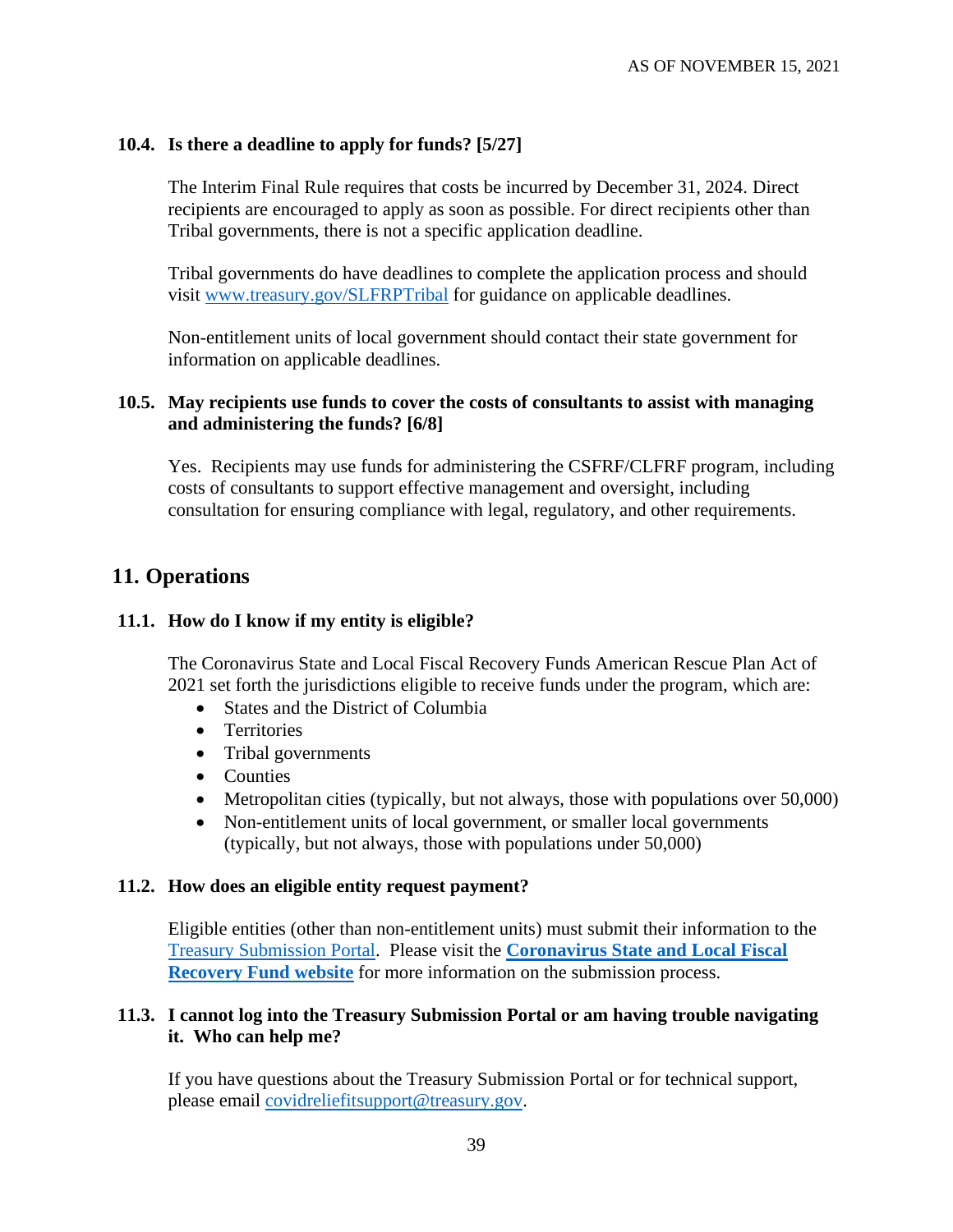### 10.4. Is there a deadline to apply for funds? [5/27]

The Interim Final Rule requires that costs be incurred by December 31, 2024. Direct recipients are encouraged to apply as soon as possible. For direct recipients other than Tribal governments, there is not a specific application deadline.

Tribal governments do have deadlines to complete the application process and should visit [www.treasury.gov/SLFRPTribal](www.treasury.gov/SLFRPTribal) for guidance on applicable deadlines.

Non-entitlement units of local government should contact their state government for information on applicable deadlines.

### 10.5. May recipients use funds to cover the costs of consultants to assist with managing and administering the funds? [6/8]

Yes. Recipients may use funds for administering the CSFRF/CLFRF program, including costs of consultants to support effective management and oversight, including consultation for ensuring compliance with legal, regulatory, and other requirements.

## 11. Operations

### 11.1. How do I know if my entity is eligible?

The Coronavirus State and Local Fiscal Recovery Funds American Rescue Plan Act of 2021 set forth the jurisdictions eligible to receive funds under the program, which are:

- States and the District of Columbia
- Territories
- Tribal governments
- Counties
- Metropolitan cities (typically, but not always, those with populations over 50,000)
- Non-entitlement units of local government, or smaller local governments (typically, but not always, those with populations under 50,000)

### 11.2. How does an eligible entity request payment?

Eligible entities (other than non-entitlement units) must submit their information to the Treasury Submission Portal. Please visit the **Coronavirus State and Local Fiscal Recovery Fund website** for more information on the submission process.

### 11.3. I cannot log into the Treasury Submission Portal or am having trouble navigating it. Who can help me?

If you have questions about the Treasury Submission Portal or for technical support, please email covidreliefitsupport@treasury.gov.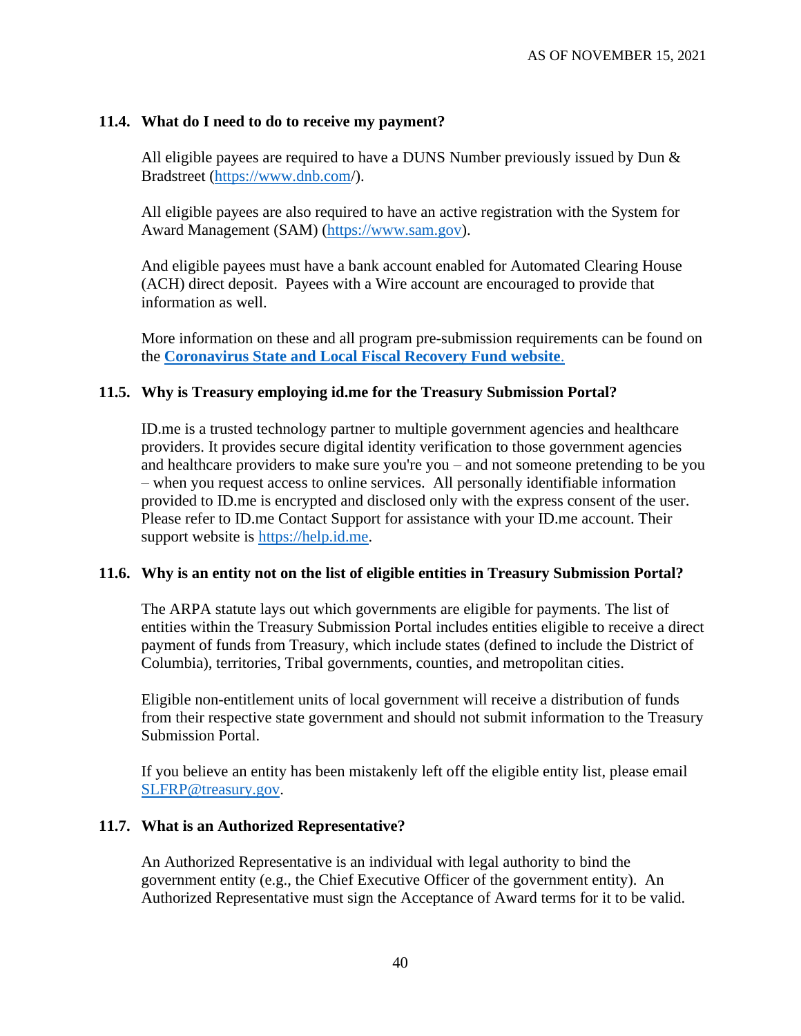### 11.4. What do I need to do to receive my payment?

All eligible payees are required to have a DUNS Number previously issued by Dun & Bradstreet (https://www.dnb.com/).

All eligible payees are also required to have an active registration with the System for Award Management (SAM) (https://www.sam.gov).

And eligible payees must have a bank account enabled for Automated Clearing House (ACH) direct deposit. Payees with a Wire account are encouraged to provide that information as well.

More information on these and all program pre-submission requirements can be found on the **Coronavirus State and Local Fiscal Recovery Fund website**.

### 11.5. Why is Treasury employing id.me for the Treasury Submission Portal?

ID.me is a trusted technology partner to multiple government agencies and healthcare providers. It provides secure digital identity verification to those government agencies and healthcare providers to make sure you're you – and not someone pretending to be you – when you request access to online services. All personally identifiable information provided to ID.me is encrypted and disclosed only with the express consent of the user. Please refer to ID.me Contact Support for assistance with your ID.me account. Their support website is https://help.id.me.

### 11.6. Why is an entity not on the list of eligible entities in Treasury Submission Portal?

The ARPA statute lays out which governments are eligible for payments. The list of entities within the Treasury Submission Portal includes entities eligible to receive a direct payment of funds from Treasury, which include states (defined to include the District of Columbia), territories, Tribal governments, counties, and metropolitan cities.

Eligible non-entitlement units of local government will receive a distribution of funds from their respective state government and should not submit information to the Treasury Submission Portal.

If you believe an entity has been mistakenly left off the eligible entity list, please email SLFRP@treasury.gov.

### 11.7. What is an Authorized Representative?

An Authorized Representative is an individual with legal authority to bind the government entity (e.g., the Chief Executive Officer of the government entity). An Authorized Representative must sign the Acceptance of Award terms for it to be valid.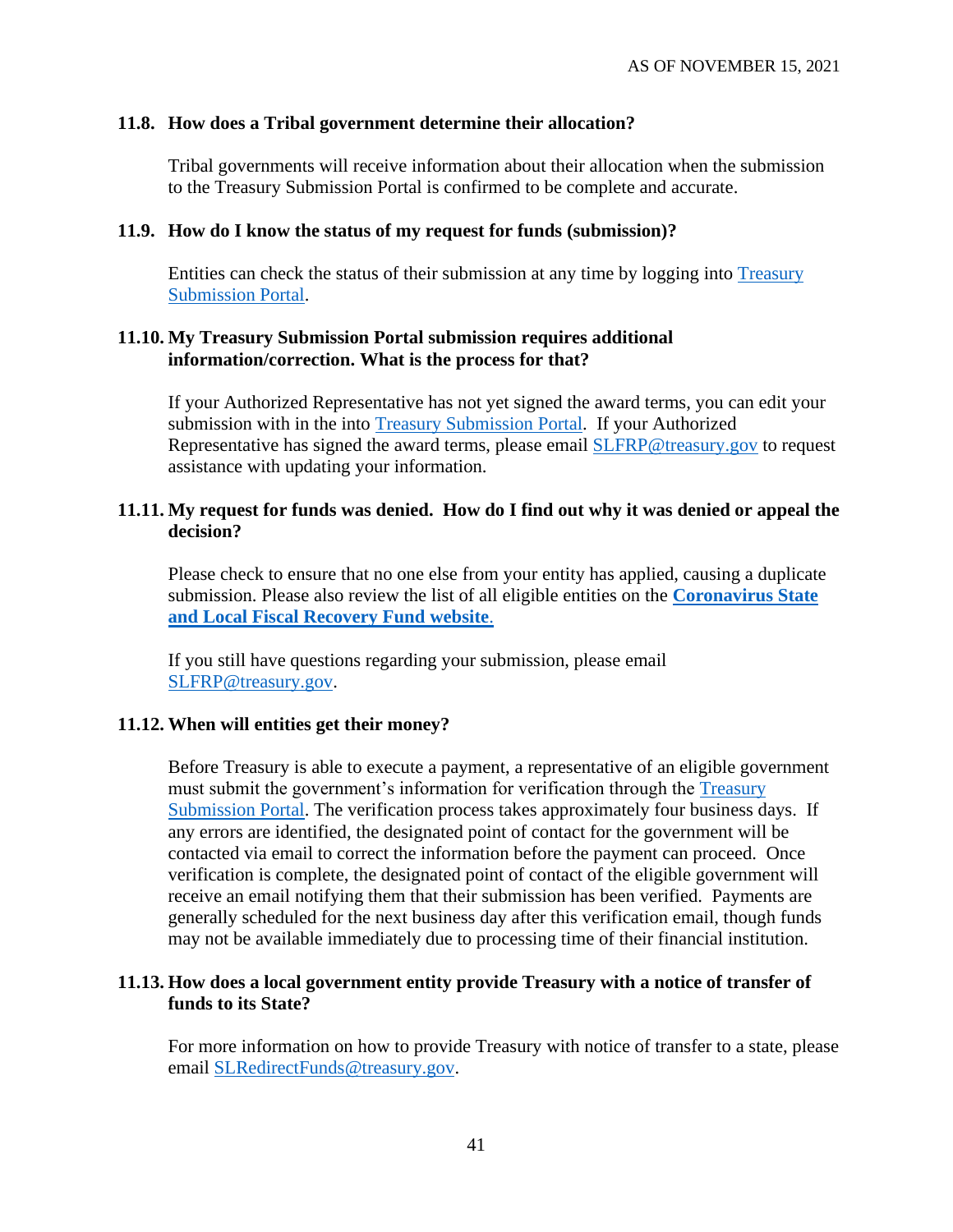### 11.8. How does a Tribal government determine their allocation?

Tribal governments will receive information about their allocation when the submission to the Treasury Submission Portal is confirmed to be complete and accurate.

### 11.9. How do I know the status of my request for funds (submission)?

Entities can check the status of their submission at any time by logging into Treasury Submission Portal.

### 11.10. My Treasury Submission Portal submission requires additional information/correction. What is the process for that?

If your Authorized Representative has not yet signed the award terms, you can edit your submission with in the into Treasury Submission Portal. If your Authorized Representative has signed the award terms, please email SLFRP@treasury.gov to request assistance with updating your information.

### 11.11. My request for funds was denied. How do I find out why it was denied or appeal the decision?

Please check to ensure that no one else from your entity has applied, causing a duplicate submission. Please also review the list of all eligible entities on the **Coronavirus State and Local Fiscal Recovery Fund website**.

If you still have questions regarding your submission, please email SLFRP@treasury.gov.

### 11.12. When will entities get their money?

Before Treasury is able to execute a payment, a representative of an eligible government must submit the government's information for verification through the Treasury Submission Portal. The verification process takes approximately four business days. If any errors are identified, the designated point of contact for the government will be contacted via email to correct the information before the payment can proceed. Once verification is complete, the designated point of contact of the eligible government will receive an email notifying them that their submission has been verified. Payments are generally scheduled for the next business day after this verification email, though funds may not be available immediately due to processing time of their financial institution.

### 11.13. How does a local government entity provide Treasury with a notice of transfer of funds to its State?

For more information on how to provide Treasury with notice of transfer to a state, please email SLRedirectFunds@treasury.gov.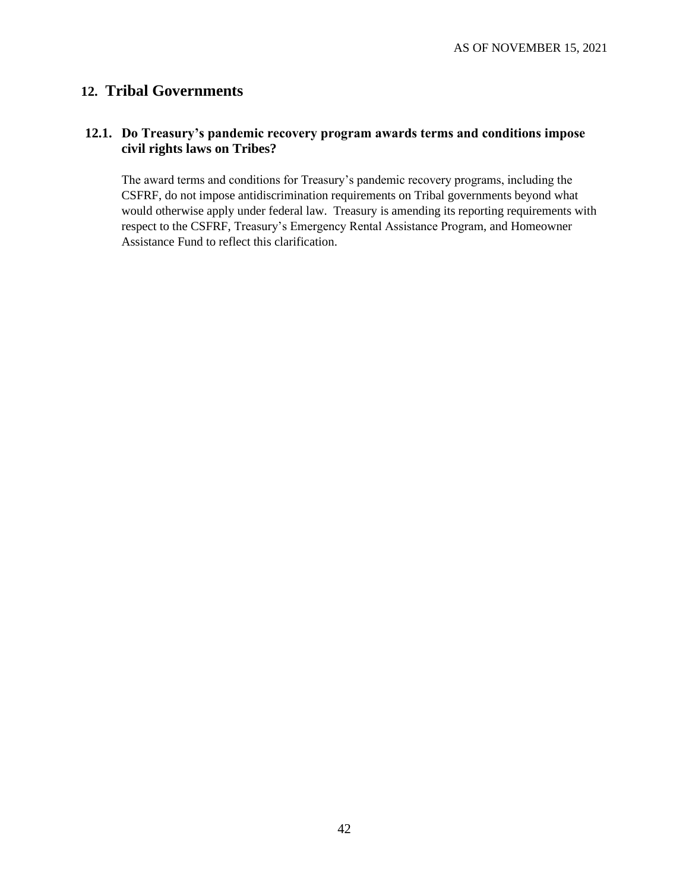## 12. Tribal Governments

### 12.1. Do Treasury's pandemic recovery program awards terms and conditions impose civil rights laws on Tribes?

The award terms and conditions for Treasury's pandemic recovery programs, including the CSFRF, do not impose antidiscrimination requirements on Tribal governments beyond what would otherwise apply under federal law. Treasury is amending its reporting requirements with respect to the CSFRF, Treasury's Emergency Rental Assistance Program, and Homeowner Assistance Fund to reflect this clarification.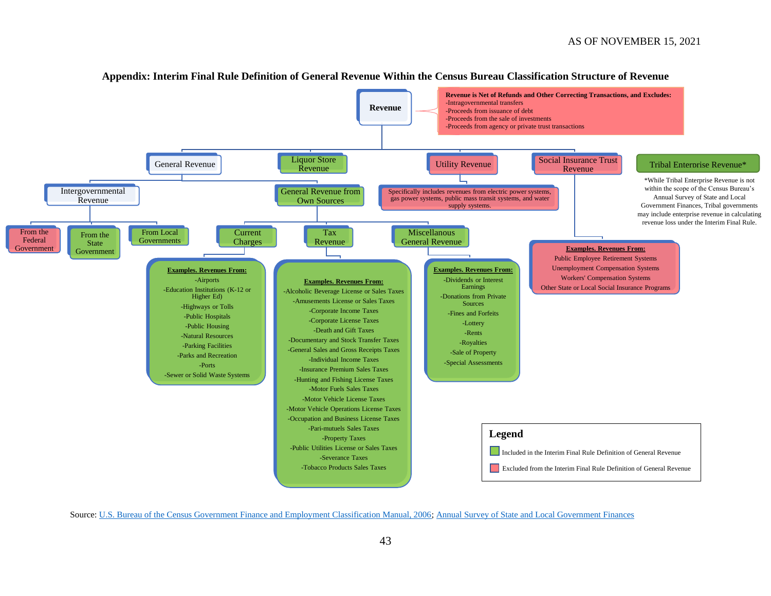AS OF NOVEMBER 15, 2021

## Appendix: Interim Final Rule Definition of General Revenue Within the Census Bureau Classification Structure of Revenue

Revenue

**Revenue is Net of Refunds and Other Correcting Transactions, and Excludes:**
- Intragovernmental transfers
- Proceeds from issuance of debt
- Proceeds from the sale of investments
- Proceeds from agency or private trust transactions

General Revenue

Liquor Store Revenue

Utility Revenue

Social Insurance Trust Revenue

Tribal Enterprise Revenue*

*While Tribal Enterprise Revenue is not within the scope of the Census Bureau's Annual Survey of State and Local Government Finances, Tribal governments may include enterprise revenue in calculating revenue loss under the Interim Final Rule.

Intergovernmental Revenue

General Revenue from Own Sources

Specifically includes revenues from electric power systems, gas power systems, public mass transit systems, and water supply systems.

From the Federal Government

From the State Government

From Local Governments

Current Charges

Tax Revenue

Miscellaneous General Revenue

**Examples. Revenues From:**
Public Employee Retirement Systems
Unemployment Compensation Systems
Workers' Compensation Systems
Other State or Local Social Insurance Programs

**Examples. Revenues From:**
- Airports
- Education Institutions (K-12 or Higher Ed)
- Highways or Tolls
- Public Hospitals
- Public Housing
- Natural Resources
- Parking Facilities
- Parks and Recreation
- Ports
- Sewer or Solid Waste Systems

**Examples. Revenues From:**
- Alcoholic Beverage License or Sales Taxes
- Amusements License or Sales Taxes
- Corporate Income Taxes
- Corporate License Taxes
- Death and Gift Taxes
- Documentary and Stock Transfer Taxes
- General Sales and Gross Receipts Taxes
- Individual Income Taxes
- Insurance Premium Sales Taxes
- Hunting and Fishing License Sales Taxes
- Motor Fuels Sales Taxes
- Motor Vehicle License Taxes
- Motor Vehicle Operations License Taxes
- Occupation and Business License Taxes
- Pari-mutuels Sales Taxes
- Property Taxes
- Public Utilities License or Sales Taxes
- Severance Taxes
- Tobacco Products Sales Taxes

**Examples. Revenues From:**
- Dividends or Interest Earnings
- Donations from Private Sources
- Fines and Forfeits
- Lottery
- Rents
- Royalties
- Sale of Property
- Special Assessments

**Legend**
- Included in the Interim Final Rule Definition of General Revenue (green)
- Excluded from the Interim Final Rule Definition of General Revenue (red)

Source: U.S. Bureau of the Census Government Finance and Employment Classification Manual, 2006; Annual Survey of State and Local Government Finances